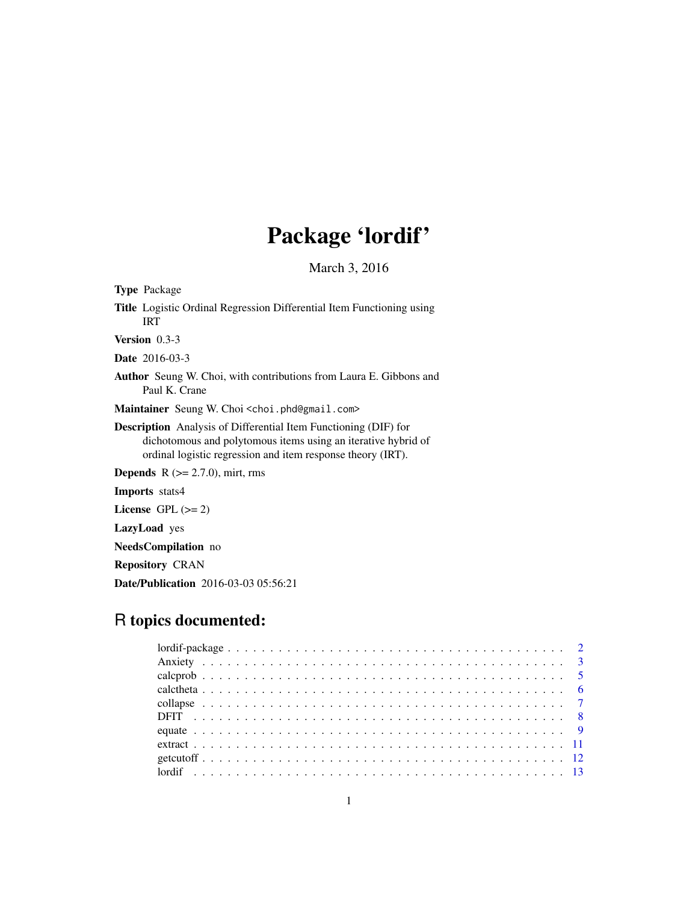# Package 'lordif'

March 3, 2016

**Type** Package

**Title** Logistic Ordinal Regression Differential Item Functioning using IRT

**Version** 0.3-3

**Date** 2016-03-3

**Author** Seung W. Choi, with contributions from Laura E. Gibbons and Paul K. Crane

**Maintainer** Seung W. Choi <choi.phd@gmail.com>

**Description** Analysis of Differential Item Functioning (DIF) for dichotomous and polytomous items using an iterative hybrid of ordinal logistic regression and item response theory (IRT).

**Depends** R (>= 2.7.0), mirt, rms

**Imports** stats4

**License** GPL (>= 2)

**LazyLoad** yes

**NeedsCompilation** no

**Repository** CRAN

**Date/Publication** 2016-03-03 05:56:21

## R topics documented:

- lordif-package . . . . . . . . . . . . . . . . . . . . . . . . . . . . . . . . . . . . . . . 2
- Anxiety . . . . . . . . . . . . . . . . . . . . . . . . . . . . . . . . . . . . . . . . . . . 3
- calcprob . . . . . . . . . . . . . . . . . . . . . . . . . . . . . . . . . . . . . . . . . . 5
- calctheta . . . . . . . . . . . . . . . . . . . . . . . . . . . . . . . . . . . . . . . . . . 6
- collapse . . . . . . . . . . . . . . . . . . . . . . . . . . . . . . . . . . . . . . . . . . 7
- DFIT . . . . . . . . . . . . . . . . . . . . . . . . . . . . . . . . . . . . . . . . . . . . 8
- equate . . . . . . . . . . . . . . . . . . . . . . . . . . . . . . . . . . . . . . . . . . . 9
- extract . . . . . . . . . . . . . . . . . . . . . . . . . . . . . . . . . . . . . . . . . . . 11
- getcutoff . . . . . . . . . . . . . . . . . . . . . . . . . . . . . . . . . . . . . . . . . . 12
- lordif . . . . . . . . . . . . . . . . . . . . . . . . . . . . . . . . . . . . . . . . . . . . 13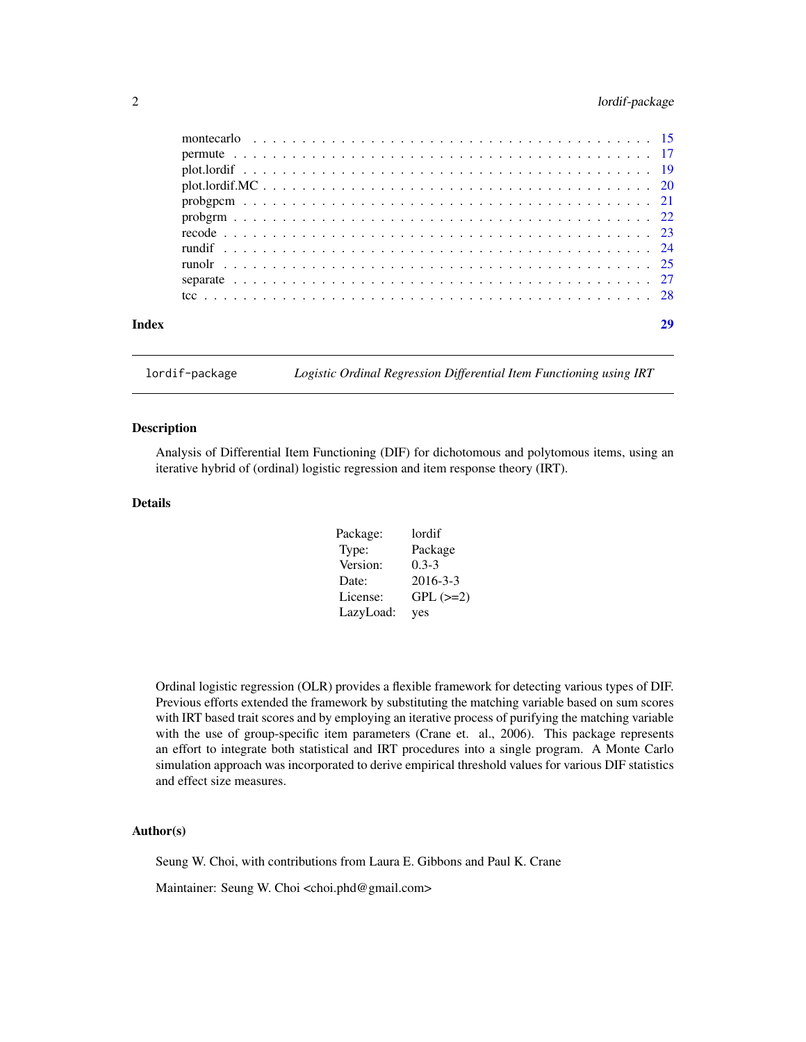| | |
|---|---|
| montecarlo | 15 |
| permute | 17 |
| plot.lordif | 19 |
| plot.lordif.MC | 20 |
| probgpcm | 21 |
| probgrm | 22 |
| recode | 23 |
| rundif | 24 |
| runolr | 25 |
| separate | 27 |
| tcc | 28 |

**Index** 29

---

`lordif-package` *Logistic Ordinal Regression Differential Item Functioning using IRT*

---

## Description

Analysis of Differential Item Functioning (DIF) for dichotomous and polytomous items, using an iterative hybrid of (ordinal) logistic regression and item response theory (IRT).

## Details

| | |
|---|---|
| Package: | lordif |
| Type: | Package |
| Version: | 0.3-3 |
| Date: | 2016-3-3 |
| License: | GPL (>=2) |
| LazyLoad: | yes |

Ordinal logistic regression (OLR) provides a flexible framework for detecting various types of DIF. Previous efforts extended the framework by substituting the matching variable based on sum scores with IRT based trait scores and by employing an iterative process of purifying the matching variable with the use of group-specific item parameters (Crane et. al., 2006). This package represents an effort to integrate both statistical and IRT procedures into a single program. A Monte Carlo simulation approach was incorporated to derive empirical threshold values for various DIF statistics and effect size measures.

## Author(s)

Seung W. Choi, with contributions from Laura E. Gibbons and Paul K. Crane

Maintainer: Seung W. Choi <choi.phd@gmail.com>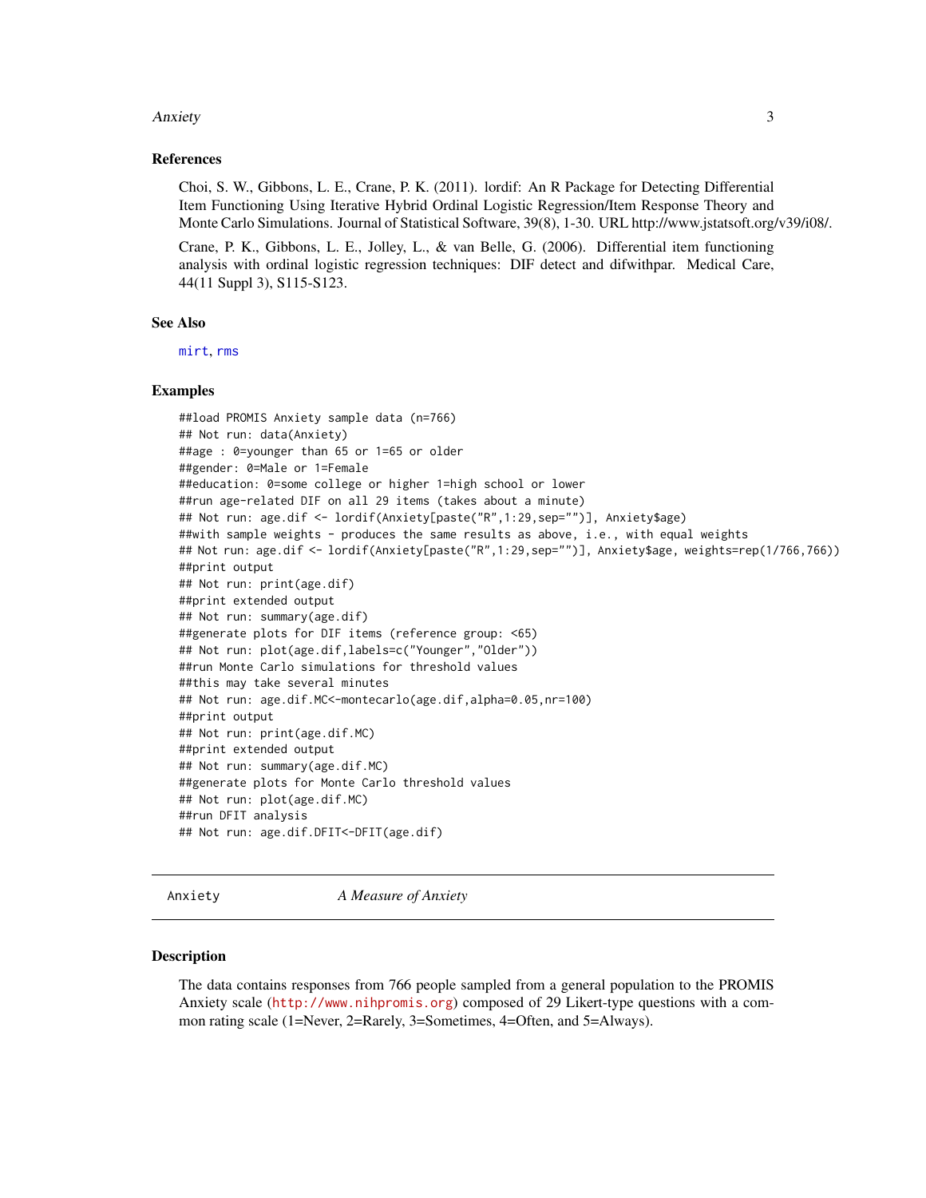### References

Choi, S. W., Gibbons, L. E., Crane, P. K. (2011). lordif: An R Package for Detecting Differential Item Functioning Using Iterative Hybrid Ordinal Logistic Regression/Item Response Theory and Monte Carlo Simulations. Journal of Statistical Software, 39(8), 1-30. URL http://www.jstatsoft.org/v39/i08/.

Crane, P. K., Gibbons, L. E., Jolley, L., & van Belle, G. (2006). Differential item functioning analysis with ordinal logistic regression techniques: DIF detect and difwithpar. Medical Care, 44(11 Suppl 3), S115-S123.

### See Also

mirt, rms

### Examples

```
##load PROMIS Anxiety sample data (n=766)
## Not run: data(Anxiety)
##age : 0=younger than 65 or 1=65 or older
##gender: 0=Male or 1=Female
##education: 0=some college or higher 1=high school or lower
##run age-related DIF on all 29 items (takes about a minute)
## Not run: age.dif <- lordif(Anxiety[paste("R",1:29,sep="")], Anxiety$age)
##with sample weights - produces the same results as above, i.e., with equal weights
## Not run: age.dif <- lordif(Anxiety[paste("R",1:29,sep="")], Anxiety$age, weights=rep(1/766,766))
##print output
## Not run: print(age.dif)
##print extended output
## Not run: summary(age.dif)
##generate plots for DIF items (reference group: <65)
## Not run: plot(age.dif,labels=c("Younger","Older"))
##run Monte Carlo simulations for threshold values
##this may take several minutes
## Not run: age.dif.MC<-montecarlo(age.dif,alpha=0.05,nr=100)
##print output
## Not run: print(age.dif.MC)
##print extended output
## Not run: summary(age.dif.MC)
##generate plots for Monte Carlo threshold values
## Not run: plot(age.dif.MC)
##run DFIT analysis
## Not run: age.dif.DFIT<-DFIT(age.dif)
```

---

## Anxiety *A Measure of Anxiety*

---

### Description

The data contains responses from 766 people sampled from a general population to the PROMIS Anxiety scale (http://www.nihpromis.org) composed of 29 Likert-type questions with a common rating scale (1=Never, 2=Rarely, 3=Sometimes, 4=Often, and 5=Always).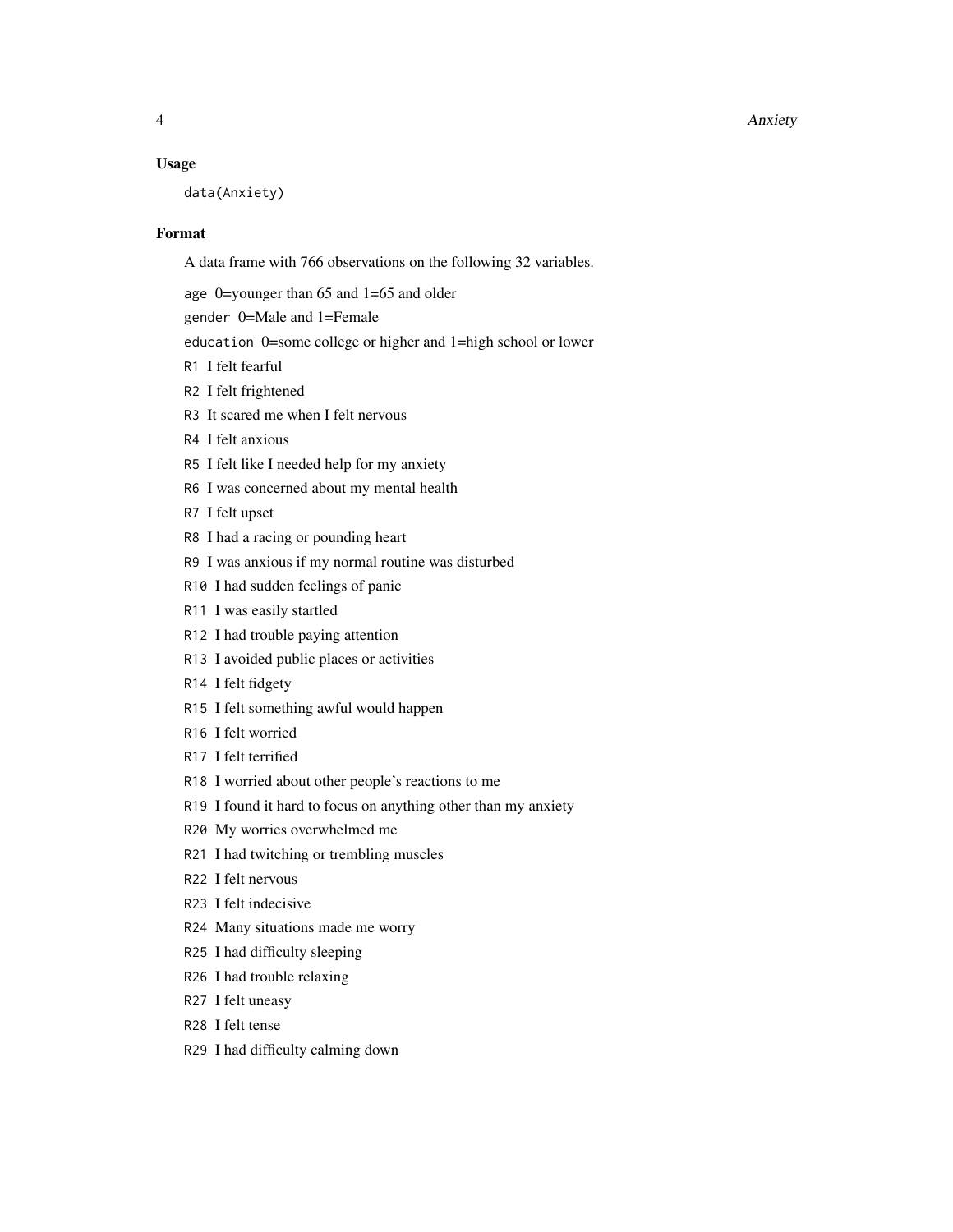### Usage

```
data(Anxiety)
```

### Format

A data frame with 766 observations on the following 32 variables.

`age` 0=younger than 65 and 1=65 and older

`gender` 0=Male and 1=Female

`education` 0=some college or higher and 1=high school or lower

`R1` I felt fearful

`R2` I felt frightened

`R3` It scared me when I felt nervous

`R4` I felt anxious

`R5` I felt like I needed help for my anxiety

`R6` I was concerned about my mental health

`R7` I felt upset

`R8` I had a racing or pounding heart

`R9` I was anxious if my normal routine was disturbed

`R10` I had sudden feelings of panic

`R11` I was easily startled

`R12` I had trouble paying attention

`R13` I avoided public places or activities

`R14` I felt fidgety

`R15` I felt something awful would happen

`R16` I felt worried

`R17` I felt terrified

`R18` I worried about other people's reactions to me

`R19` I found it hard to focus on anything other than my anxiety

`R20` My worries overwhelmed me

`R21` I had twitching or trembling muscles

`R22` I felt nervous

`R23` I felt indecisive

`R24` Many situations made me worry

`R25` I had difficulty sleeping

`R26` I had trouble relaxing

`R27` I felt uneasy

`R28` I felt tense

`R29` I had difficulty calming down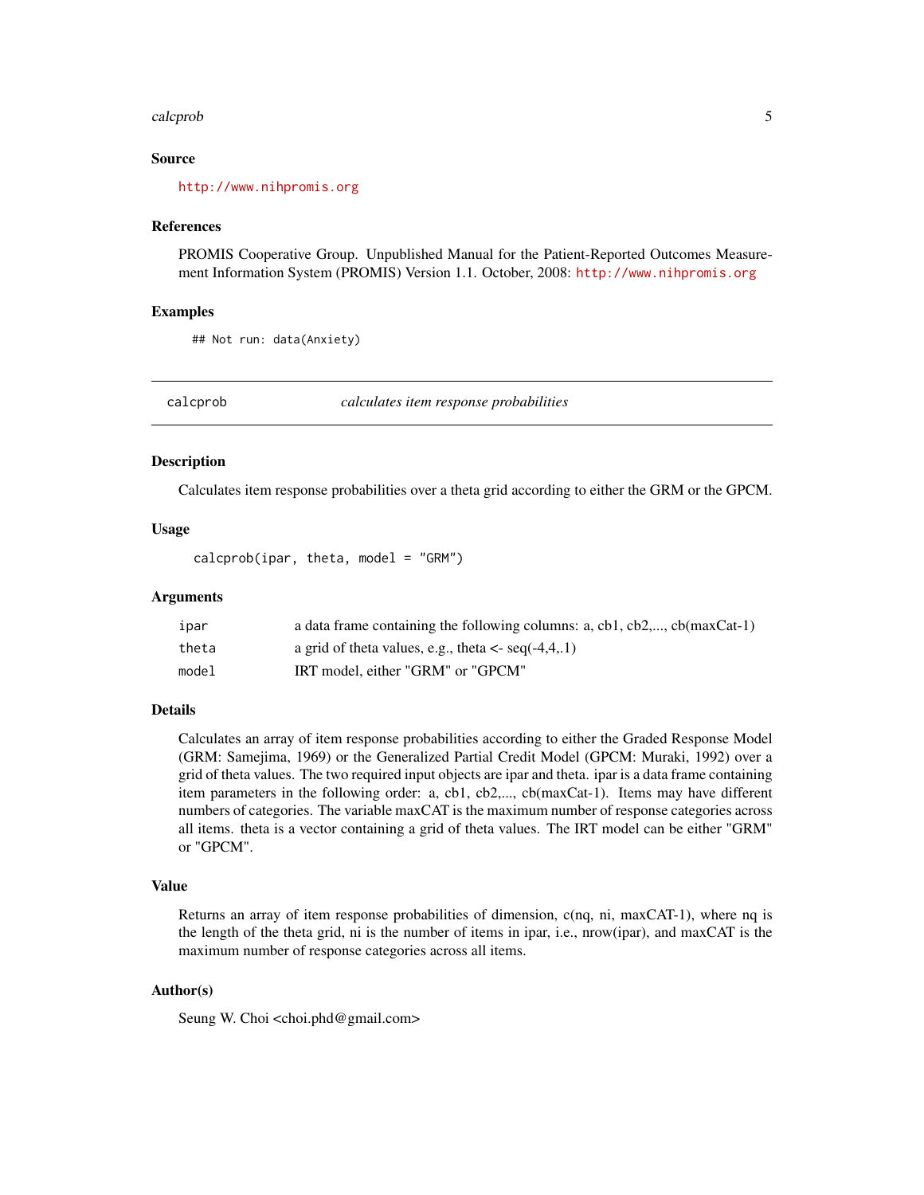### Source

http://www.nihpromis.org

### References

PROMIS Cooperative Group. Unpublished Manual for the Patient-Reported Outcomes Measurement Information System (PROMIS) Version 1.1. October, 2008: http://www.nihpromis.org

### Examples

```
## Not run: data(Anxiety)
```

---

## calcprob — *calculates item response probabilities*

---

### Description

Calculates item response probabilities over a theta grid according to either the GRM or the GPCM.

### Usage

```
calcprob(ipar, theta, model = "GRM")
```

### Arguments

| | |
|---|---|
| ipar | a data frame containing the following columns: a, cb1, cb2,..., cb(maxCat-1) |
| theta | a grid of theta values, e.g., theta <- seq(-4,4,.1) |
| model | IRT model, either "GRM" or "GPCM" |

### Details

Calculates an array of item response probabilities according to either the Graded Response Model (GRM: Samejima, 1969) or the Generalized Partial Credit Model (GPCM: Muraki, 1992) over a grid of theta values. The two required input objects are ipar and theta. ipar is a data frame containing item parameters in the following order: a, cb1, cb2,..., cb(maxCat-1). Items may have different numbers of categories. The variable maxCAT is the maximum number of response categories across all items. theta is a vector containing a grid of theta values. The IRT model can be either "GRM" or "GPCM".

### Value

Returns an array of item response probabilities of dimension, c(nq, ni, maxCAT-1), where nq is the length of the theta grid, ni is the number of items in ipar, i.e., nrow(ipar), and maxCAT is the maximum number of response categories across all items.

### Author(s)

Seung W. Choi <choi.phd@gmail.com>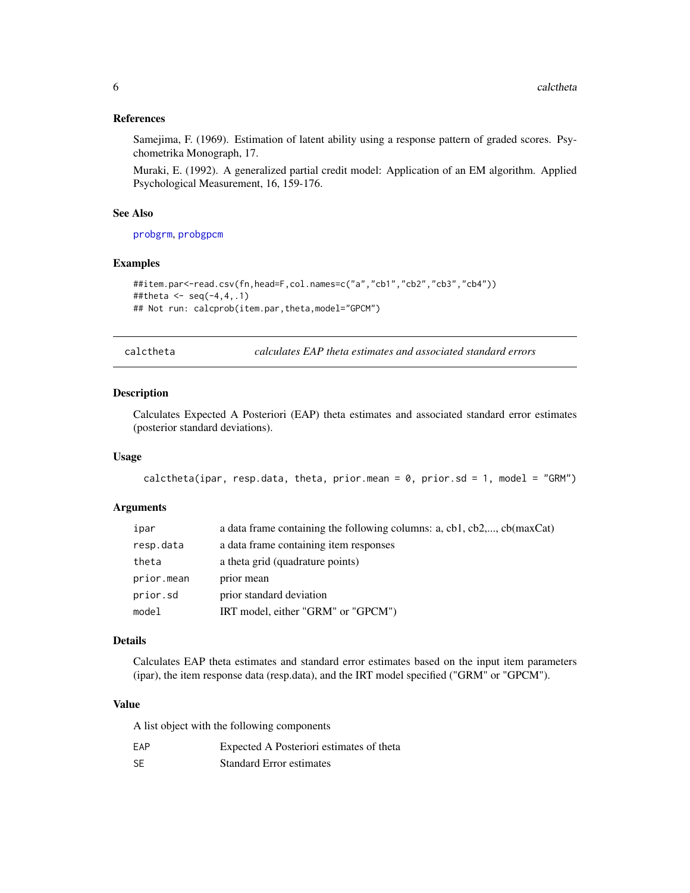### References

Samejima, F. (1969). Estimation of latent ability using a response pattern of graded scores. Psychometrika Monograph, 17.

Muraki, E. (1992). A generalized partial credit model: Application of an EM algorithm. Applied Psychological Measurement, 16, 159-176.

### See Also

probgrm, probgpcm

### Examples

```
##item.par<-read.csv(fn,head=F,col.names=c("a","cb1","cb2","cb3","cb4"))
##theta <- seq(-4,4,.1)
## Not run: calcprob(item.par,theta,model="GPCM")
```

---

## calctheta — *calculates EAP theta estimates and associated standard errors*

### Description

Calculates Expected A Posteriori (EAP) theta estimates and associated standard error estimates (posterior standard deviations).

### Usage

```
calctheta(ipar, resp.data, theta, prior.mean = 0, prior.sd = 1, model = "GRM")
```

### Arguments

| | |
|---|---|
| ipar | a data frame containing the following columns: a, cb1, cb2,..., cb(maxCat) |
| resp.data | a data frame containing item responses |
| theta | a theta grid (quadrature points) |
| prior.mean | prior mean |
| prior.sd | prior standard deviation |
| model | IRT model, either "GRM" or "GPCM") |

### Details

Calculates EAP theta estimates and standard error estimates based on the input item parameters (ipar), the item response data (resp.data), and the IRT model specified ("GRM" or "GPCM").

### Value

A list object with the following components

| | |
|---|---|
| EAP | Expected A Posteriori estimates of theta |
| SE | Standard Error estimates |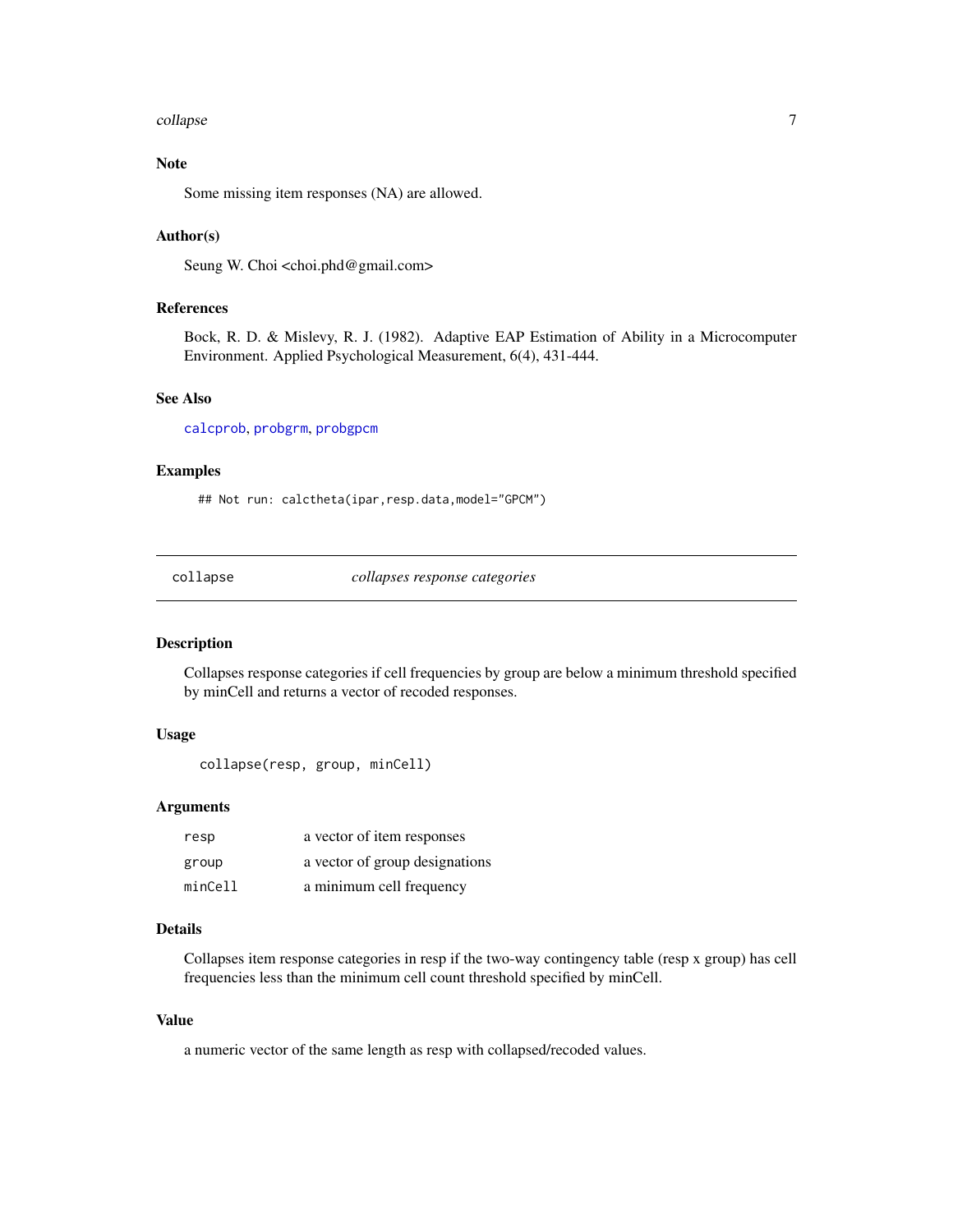### Note

Some missing item responses (NA) are allowed.

### Author(s)

Seung W. Choi <choi.phd@gmail.com>

### References

Bock, R. D. & Mislevy, R. J. (1982). Adaptive EAP Estimation of Ability in a Microcomputer Environment. Applied Psychological Measurement, 6(4), 431-444.

### See Also

calcprob, probgrm, probgpcm

### Examples

```
## Not run: calctheta(ipar,resp.data,model="GPCM")
```

---

## collapse — *collapses response categories*

---

### Description

Collapses response categories if cell frequencies by group are below a minimum threshold specified by minCell and returns a vector of recoded responses.

### Usage

```
collapse(resp, group, minCell)
```

### Arguments

| | |
|---|---|
| resp | a vector of item responses |
| group | a vector of group designations |
| minCell | a minimum cell frequency |

### Details

Collapses item response categories in resp if the two-way contingency table (resp x group) has cell frequencies less than the minimum cell count threshold specified by minCell.

### Value

a numeric vector of the same length as resp with collapsed/recoded values.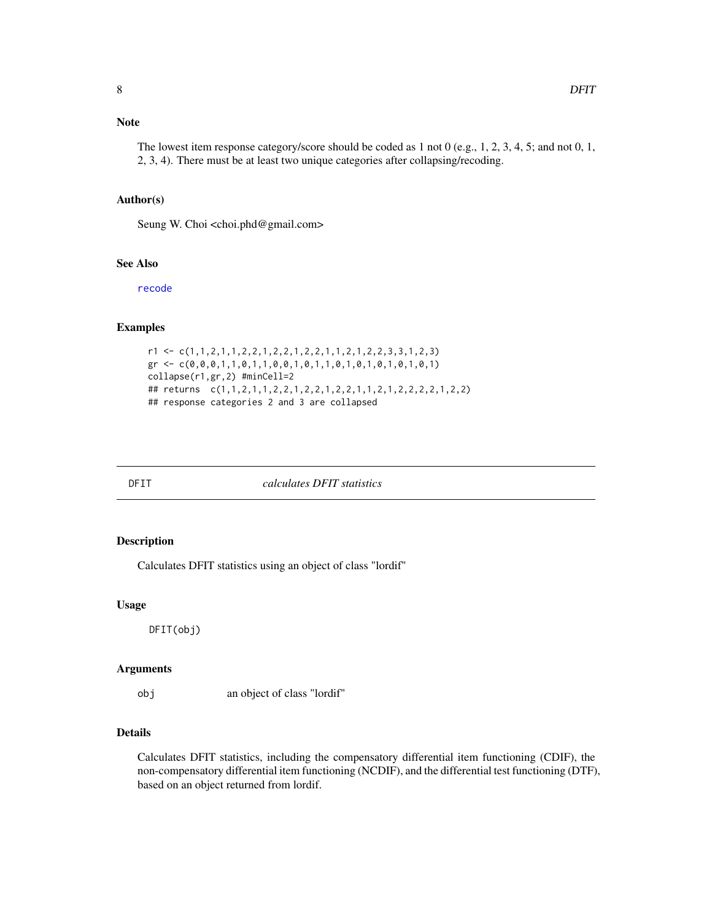### Note

The lowest item response category/score should be coded as 1 not 0 (e.g., 1, 2, 3, 4, 5; and not 0, 1, 2, 3, 4). There must be at least two unique categories after collapsing/recoding.

### Author(s)

Seung W. Choi <choi.phd@gmail.com>

### See Also

recode

### Examples

```
r1 <- c(1,1,2,1,1,2,2,1,2,2,1,2,2,1,1,2,1,2,2,3,3,1,2,3)
gr <- c(0,0,0,1,1,0,1,1,0,0,1,0,1,1,0,1,0,1,0,1,0,1,0,1)
collapse(r1,gr,2) #minCell=2
## returns  c(1,1,2,1,1,2,2,1,2,2,1,2,2,1,1,2,1,2,2,2,2,1,2,2)
## response categories 2 and 3 are collapsed
```

---

## DFIT — *calculates DFIT statistics*

### Description

Calculates DFIT statistics using an object of class "lordif"

### Usage

```
DFIT(obj)
```

### Arguments

| | |
|---|---|
| obj | an object of class "lordif" |

### Details

Calculates DFIT statistics, including the compensatory differential item functioning (CDIF), the non-compensatory differential item functioning (NCDIF), and the differential test functioning (DTF), based on an object returned from lordif.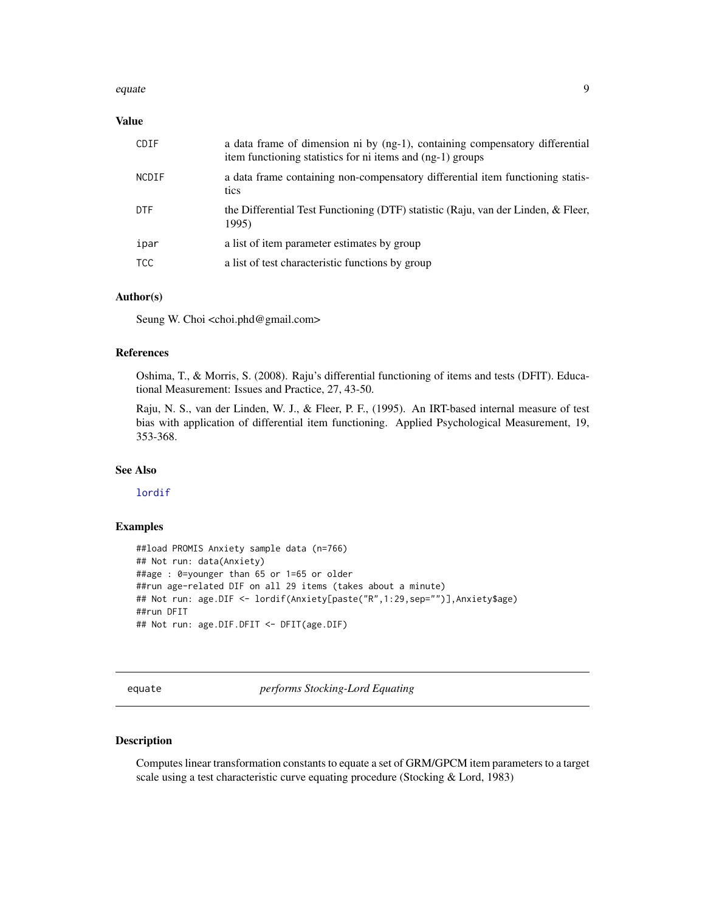### Value

| | |
|---|---|
| CDIF | a data frame of dimension ni by (ng-1), containing compensatory differential item functioning statistics for ni items and (ng-1) groups |
| NCDIF | a data frame containing non-compensatory differential item functioning statistics |
| DTF | the Differential Test Functioning (DTF) statistic (Raju, van der Linden, & Fleer, 1995) |
| ipar | a list of item parameter estimates by group |
| TCC | a list of test characteristic functions by group |

### Author(s)

Seung W. Choi <choi.phd@gmail.com>

### References

Oshima, T., & Morris, S. (2008). Raju's differential functioning of items and tests (DFIT). Educational Measurement: Issues and Practice, 27, 43-50.

Raju, N. S., van der Linden, W. J., & Fleer, P. F., (1995). An IRT-based internal measure of test bias with application of differential item functioning. Applied Psychological Measurement, 19, 353-368.

### See Also

lordif

### Examples

```
##load PROMIS Anxiety sample data (n=766)
## Not run: data(Anxiety)
##age : 0=younger than 65 or 1=65 or older
##run age-related DIF on all 29 items (takes about a minute)
## Not run: age.DIF <- lordif(Anxiety[paste("R",1:29,sep="")],Anxiety$age)
##run DFIT
## Not run: age.DIF.DFIT <- DFIT(age.DIF)
```

## equate — *performs Stocking-Lord Equating*

### Description

Computes linear transformation constants to equate a set of GRM/GPCM item parameters to a target scale using a test characteristic curve equating procedure (Stocking & Lord, 1983)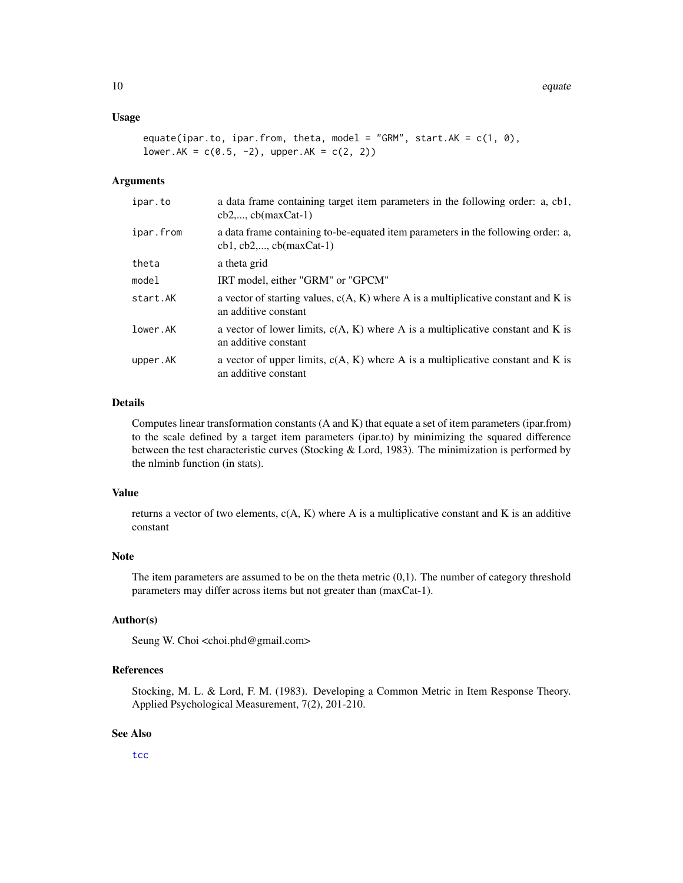## Usage

```
equate(ipar.to, ipar.from, theta, model = "GRM", start.AK = c(1, 0),
lower.AK = c(0.5, -2), upper.AK = c(2, 2))
```

## Arguments

| | |
|---|---|
| ipar.to | a data frame containing target item parameters in the following order: a, cb1, cb2,..., cb(maxCat-1) |
| ipar.from | a data frame containing to-be-equated item parameters in the following order: a, cb1, cb2,..., cb(maxCat-1) |
| theta | a theta grid |
| model | IRT model, either "GRM" or "GPCM" |
| start.AK | a vector of starting values, c(A, K) where A is a multiplicative constant and K is an additive constant |
| lower.AK | a vector of lower limits, c(A, K) where A is a multiplicative constant and K is an additive constant |
| upper.AK | a vector of upper limits, c(A, K) where A is a multiplicative constant and K is an additive constant |

## Details

Computes linear transformation constants (A and K) that equate a set of item parameters (ipar.from) to the scale defined by a target item parameters (ipar.to) by minimizing the squared difference between the test characteristic curves (Stocking & Lord, 1983). The minimization is performed by the nlminb function (in stats).

## Value

returns a vector of two elements, c(A, K) where A is a multiplicative constant and K is an additive constant

## Note

The item parameters are assumed to be on the theta metric (0,1). The number of category threshold parameters may differ across items but not greater than (maxCat-1).

## Author(s)

Seung W. Choi <choi.phd@gmail.com>

## References

Stocking, M. L. & Lord, F. M. (1983). Developing a Common Metric in Item Response Theory. Applied Psychological Measurement, 7(2), 201-210.

## See Also

tcc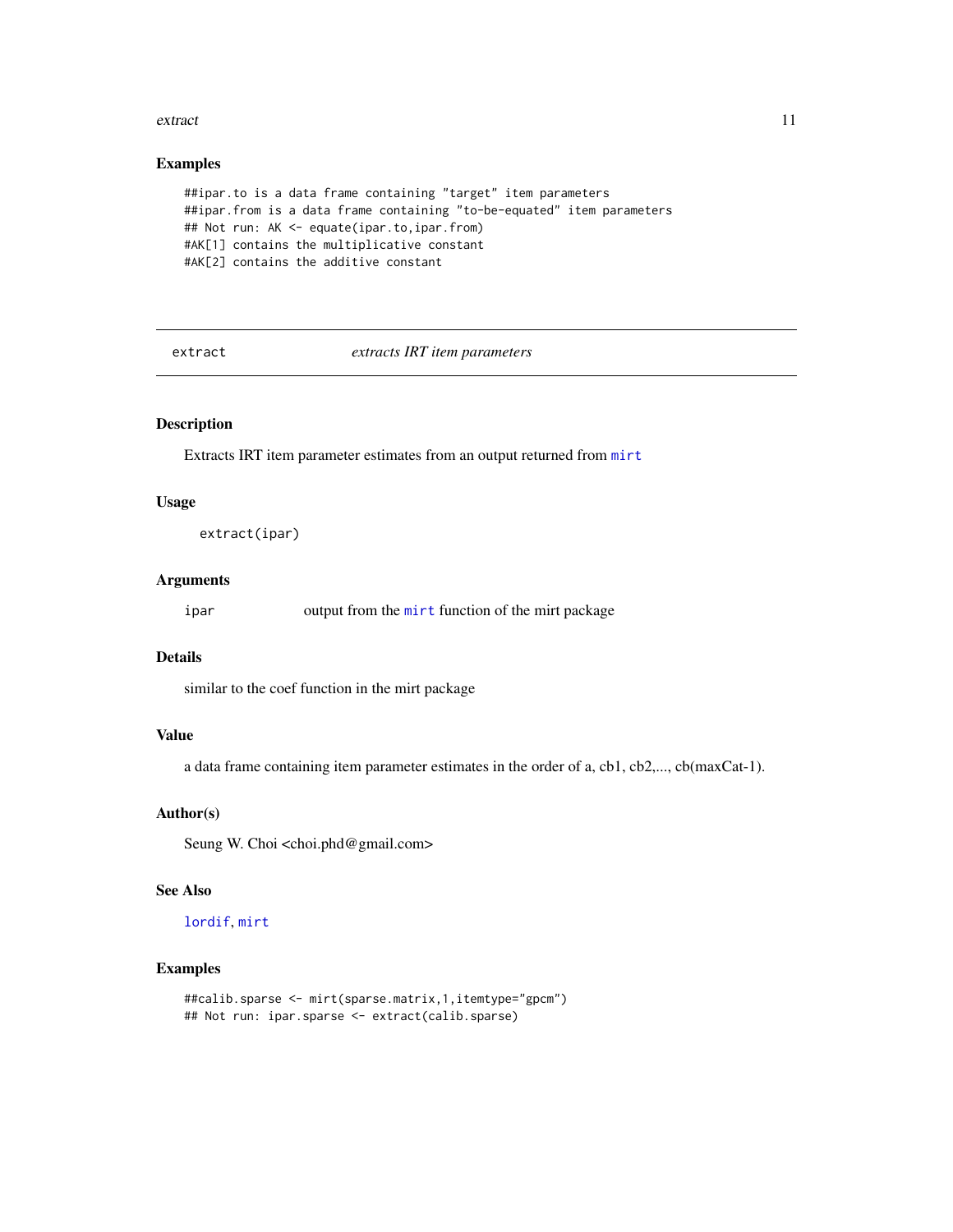## Examples

```
##ipar.to is a data frame containing "target" item parameters
##ipar.from is a data frame containing "to-be-equated" item parameters
## Not run: AK <- equate(ipar.to,ipar.from)
#AK[1] contains the multiplicative constant
#AK[2] contains the additive constant
```

---

# extract — *extracts IRT item parameters*

---

## Description

Extracts IRT item parameter estimates from an output returned from `mirt`

## Usage

```
extract(ipar)
```

## Arguments

| | |
|---|---|
| `ipar` | output from the `mirt` function of the mirt package |

## Details

similar to the coef function in the mirt package

## Value

a data frame containing item parameter estimates in the order of a, cb1, cb2,..., cb(maxCat-1).

## Author(s)

Seung W. Choi <choi.phd@gmail.com>

## See Also

`lordif`, `mirt`

## Examples

```
##calib.sparse <- mirt(sparse.matrix,1,itemtype="gpcm")
## Not run: ipar.sparse <- extract(calib.sparse)
```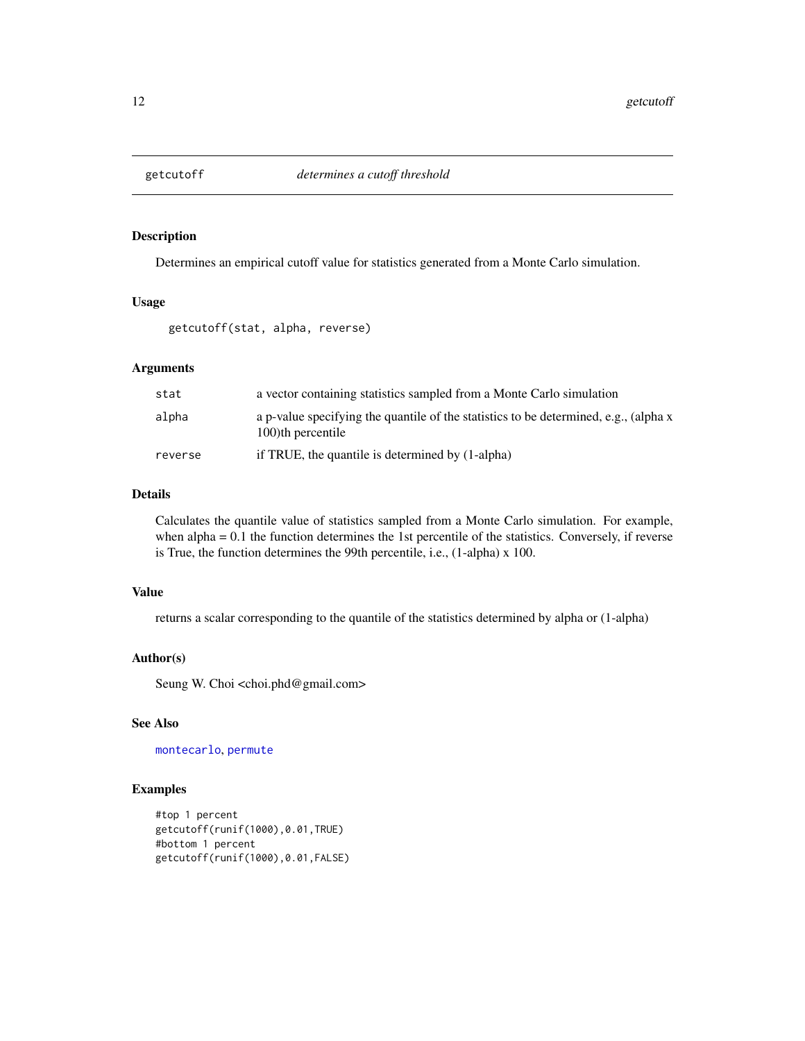## getcutoff *determines a cutoff threshold*

### Description

Determines an empirical cutoff value for statistics generated from a Monte Carlo simulation.

### Usage

```
getcutoff(stat, alpha, reverse)
```

### Arguments

| | |
|---|---|
| `stat` | a vector containing statistics sampled from a Monte Carlo simulation |
| `alpha` | a p-value specifying the quantile of the statistics to be determined, e.g., (alpha x 100)th percentile |
| `reverse` | if TRUE, the quantile is determined by (1-alpha) |

### Details

Calculates the quantile value of statistics sampled from a Monte Carlo simulation. For example, when alpha = 0.1 the function determines the 1st percentile of the statistics. Conversely, if reverse is True, the function determines the 99th percentile, i.e., (1-alpha) x 100.

### Value

returns a scalar corresponding to the quantile of the statistics determined by alpha or (1-alpha)

### Author(s)

Seung W. Choi <choi.phd@gmail.com>

### See Also

montecarlo, permute

### Examples

```
#top 1 percent
getcutoff(runif(1000),0.01,TRUE)
#bottom 1 percent
getcutoff(runif(1000),0.01,FALSE)
```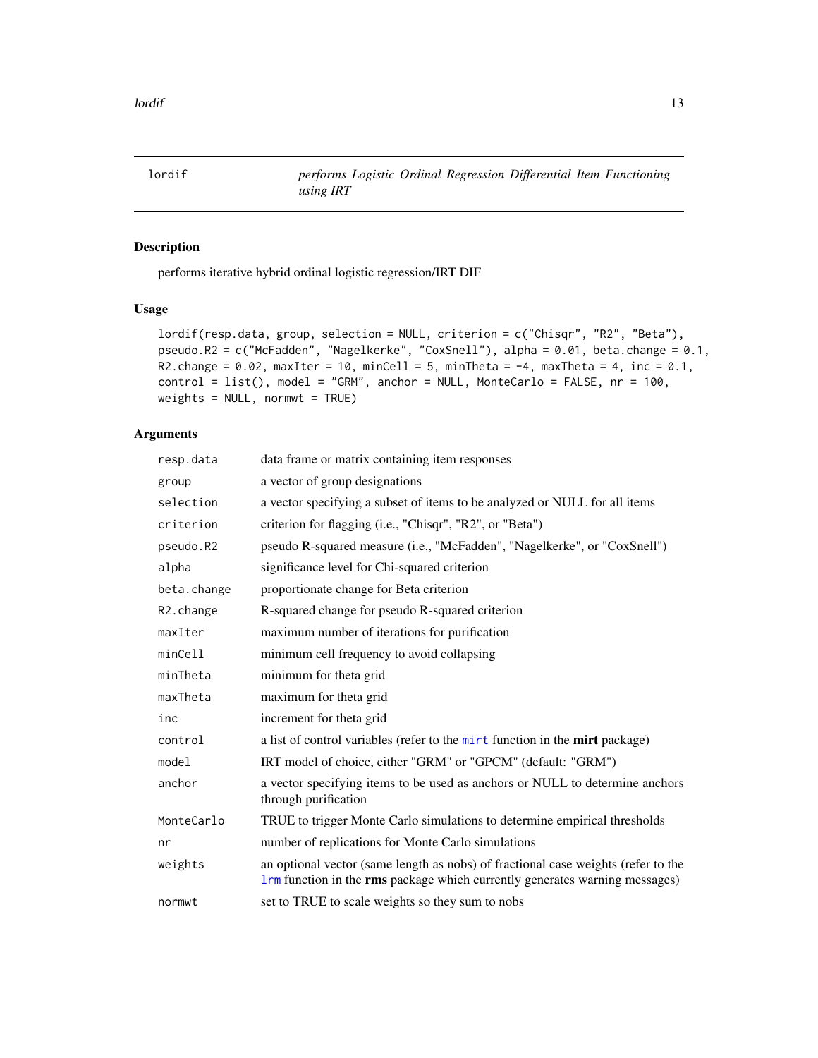# lordif — *performs Logistic Ordinal Regression Differential Item Functioning using IRT*

## Description

performs iterative hybrid ordinal logistic regression/IRT DIF

## Usage

```
lordif(resp.data, group, selection = NULL, criterion = c("Chisqr", "R2", "Beta"),
pseudo.R2 = c("McFadden", "Nagelkerke", "CoxSnell"), alpha = 0.01, beta.change = 0.1,
R2.change = 0.02, maxIter = 10, minCell = 5, minTheta = -4, maxTheta = 4, inc = 0.1,
control = list(), model = "GRM", anchor = NULL, MonteCarlo = FALSE, nr = 100,
weights = NULL, normwt = TRUE)
```

## Arguments

| | |
|---|---|
| `resp.data` | data frame or matrix containing item responses |
| `group` | a vector of group designations |
| `selection` | a vector specifying a subset of items to be analyzed or NULL for all items |
| `criterion` | criterion for flagging (i.e., "Chisqr", "R2", or "Beta") |
| `pseudo.R2` | pseudo R-squared measure (i.e., "McFadden", "Nagelkerke", or "CoxSnell") |
| `alpha` | significance level for Chi-squared criterion |
| `beta.change` | proportionate change for Beta criterion |
| `R2.change` | R-squared change for pseudo R-squared criterion |
| `maxIter` | maximum number of iterations for purification |
| `minCell` | minimum cell frequency to avoid collapsing |
| `minTheta` | minimum for theta grid |
| `maxTheta` | maximum for theta grid |
| `inc` | increment for theta grid |
| `control` | a list of control variables (refer to the `mirt` function in the **mirt** package) |
| `model` | IRT model of choice, either "GRM" or "GPCM" (default: "GRM") |
| `anchor` | a vector specifying items to be used as anchors or NULL to determine anchors through purification |
| `MonteCarlo` | TRUE to trigger Monte Carlo simulations to determine empirical thresholds |
| `nr` | number of replications for Monte Carlo simulations |
| `weights` | an optional vector (same length as nobs) of fractional case weights (refer to the `lrm` function in the **rms** package which currently generates warning messages) |
| `normwt` | set to TRUE to scale weights so they sum to nobs |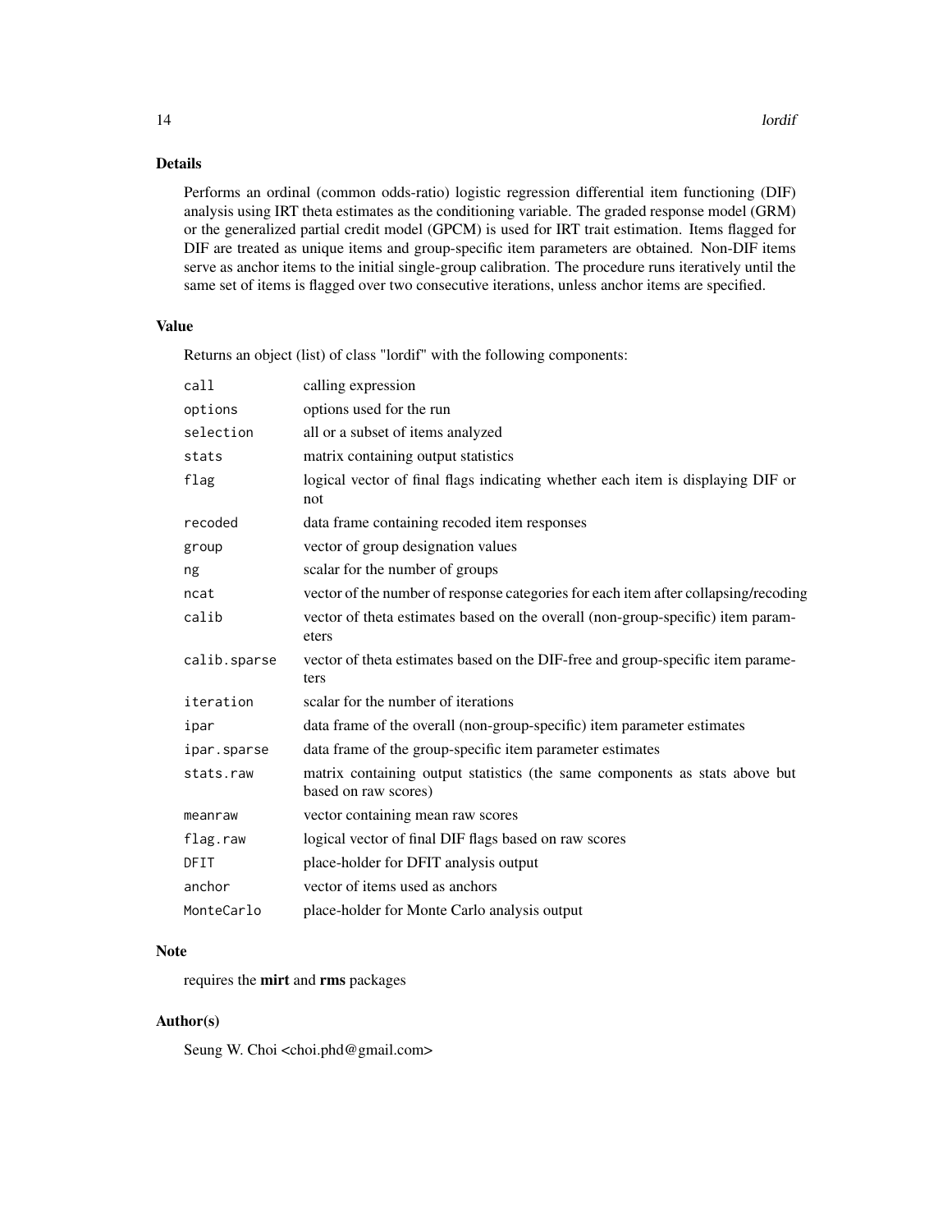## Details

Performs an ordinal (common odds-ratio) logistic regression differential item functioning (DIF) analysis using IRT theta estimates as the conditioning variable. The graded response model (GRM) or the generalized partial credit model (GPCM) is used for IRT trait estimation. Items flagged for DIF are treated as unique items and group-specific item parameters are obtained. Non-DIF items serve as anchor items to the initial single-group calibration. The procedure runs iteratively until the same set of items is flagged over two consecutive iterations, unless anchor items are specified.

## Value

Returns an object (list) of class "lordif" with the following components:

| | |
|---|---|
| `call` | calling expression |
| `options` | options used for the run |
| `selection` | all or a subset of items analyzed |
| `stats` | matrix containing output statistics |
| `flag` | logical vector of final flags indicating whether each item is displaying DIF or not |
| `recoded` | data frame containing recoded item responses |
| `group` | vector of group designation values |
| `ng` | scalar for the number of groups |
| `ncat` | vector of the number of response categories for each item after collapsing/recoding |
| `calib` | vector of theta estimates based on the overall (non-group-specific) item parameters |
| `calib.sparse` | vector of theta estimates based on the DIF-free and group-specific item parameters |
| `iteration` | scalar for the number of iterations |
| `ipar` | data frame of the overall (non-group-specific) item parameter estimates |
| `ipar.sparse` | data frame of the group-specific item parameter estimates |
| `stats.raw` | matrix containing output statistics (the same components as stats above but based on raw scores) |
| `meanraw` | vector containing mean raw scores |
| `flag.raw` | logical vector of final DIF flags based on raw scores |
| `DFIT` | place-holder for DFIT analysis output |
| `anchor` | vector of items used as anchors |
| `MonteCarlo` | place-holder for Monte Carlo analysis output |

## Note

requires the **mirt** and **rms** packages

## Author(s)

Seung W. Choi <choi.phd@gmail.com>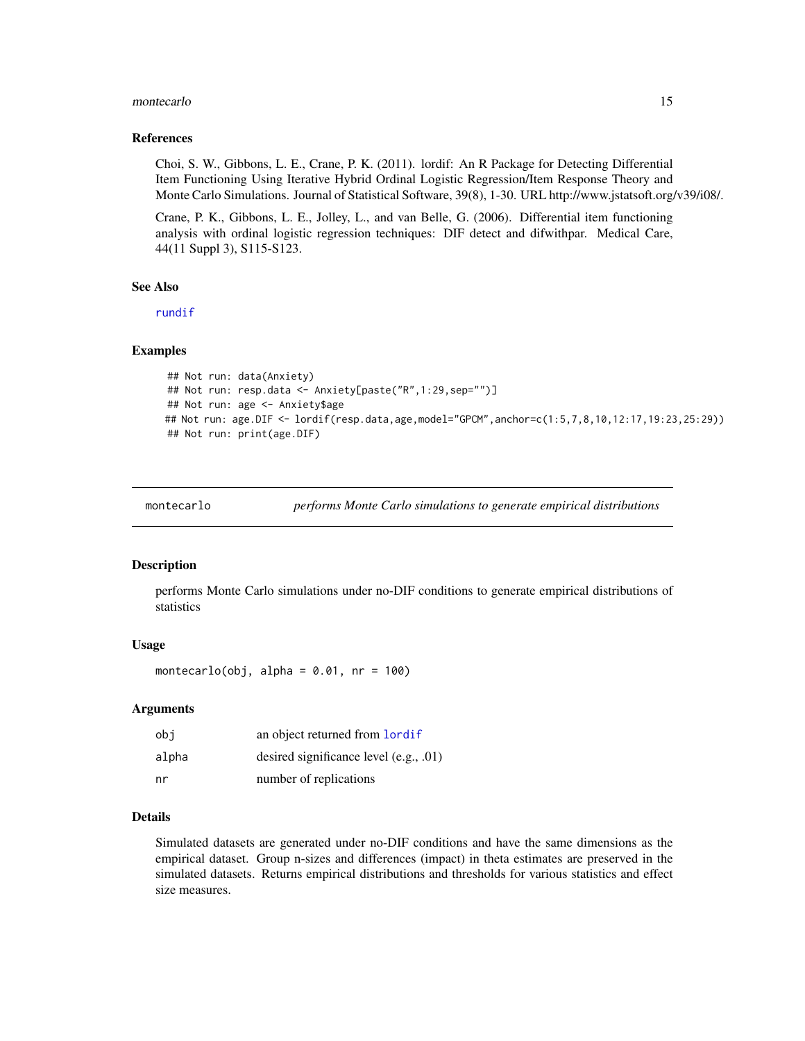### References

Choi, S. W., Gibbons, L. E., Crane, P. K. (2011). lordif: An R Package for Detecting Differential Item Functioning Using Iterative Hybrid Ordinal Logistic Regression/Item Response Theory and Monte Carlo Simulations. Journal of Statistical Software, 39(8), 1-30. URL http://www.jstatsoft.org/v39/i08/.

Crane, P. K., Gibbons, L. E., Jolley, L., and van Belle, G. (2006). Differential item functioning analysis with ordinal logistic regression techniques: DIF detect and difwithpar. Medical Care, 44(11 Suppl 3), S115-S123.

### See Also

rundif

### Examples

```
## Not run: data(Anxiety)
## Not run: resp.data <- Anxiety[paste("R",1:29,sep="")]
## Not run: age <- Anxiety$age
## Not run: age.DIF <- lordif(resp.data,age,model="GPCM",anchor=c(1:5,7,8,10,12:17,19:23,25:29))
## Not run: print(age.DIF)
```

---

## montecarlo — *performs Monte Carlo simulations to generate empirical distributions*

### Description

performs Monte Carlo simulations under no-DIF conditions to generate empirical distributions of statistics

### Usage

```
montecarlo(obj, alpha = 0.01, nr = 100)
```

### Arguments

| | |
|---|---|
| obj | an object returned from lordif |
| alpha | desired significance level (e.g., .01) |
| nr | number of replications |

### Details

Simulated datasets are generated under no-DIF conditions and have the same dimensions as the empirical dataset. Group n-sizes and differences (impact) in theta estimates are preserved in the simulated datasets. Returns empirical distributions and thresholds for various statistics and effect size measures.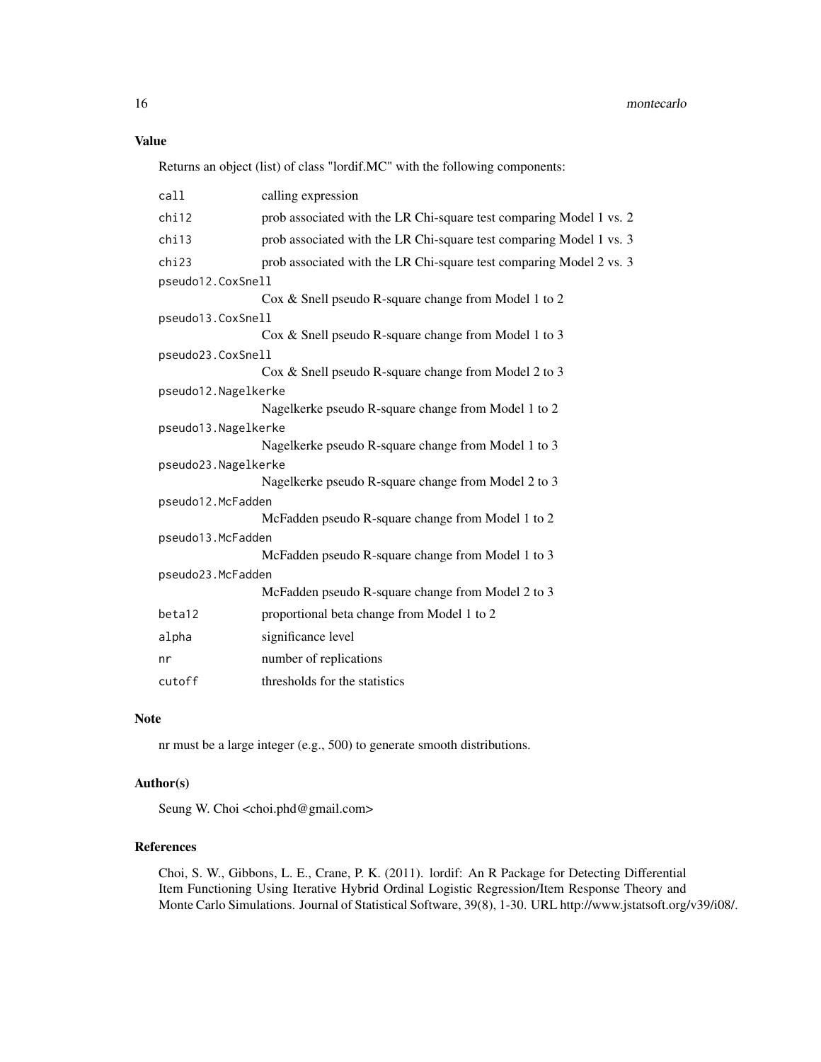## Value

Returns an object (list) of class "lordif.MC" with the following components:

| | |
|---|---|
| `call` | calling expression |
| `chi12` | prob associated with the LR Chi-square test comparing Model 1 vs. 2 |
| `chi13` | prob associated with the LR Chi-square test comparing Model 1 vs. 3 |
| `chi23` | prob associated with the LR Chi-square test comparing Model 2 vs. 3 |
| `pseudo12.CoxSnell` | Cox & Snell pseudo R-square change from Model 1 to 2 |
| `pseudo13.CoxSnell` | Cox & Snell pseudo R-square change from Model 1 to 3 |
| `pseudo23.CoxSnell` | Cox & Snell pseudo R-square change from Model 2 to 3 |
| `pseudo12.Nagelkerke` | Nagelkerke pseudo R-square change from Model 1 to 2 |
| `pseudo13.Nagelkerke` | Nagelkerke pseudo R-square change from Model 1 to 3 |
| `pseudo23.Nagelkerke` | Nagelkerke pseudo R-square change from Model 2 to 3 |
| `pseudo12.McFadden` | McFadden pseudo R-square change from Model 1 to 2 |
| `pseudo13.McFadden` | McFadden pseudo R-square change from Model 1 to 3 |
| `pseudo23.McFadden` | McFadden pseudo R-square change from Model 2 to 3 |
| `beta12` | proportional beta change from Model 1 to 2 |
| `alpha` | significance level |
| `nr` | number of replications |
| `cutoff` | thresholds for the statistics |

## Note

nr must be a large integer (e.g., 500) to generate smooth distributions.

## Author(s)

Seung W. Choi <choi.phd@gmail.com>

## References

Choi, S. W., Gibbons, L. E., Crane, P. K. (2011). lordif: An R Package for Detecting Differential Item Functioning Using Iterative Hybrid Ordinal Logistic Regression/Item Response Theory and Monte Carlo Simulations. Journal of Statistical Software, 39(8), 1-30. URL http://www.jstatsoft.org/v39/i08/.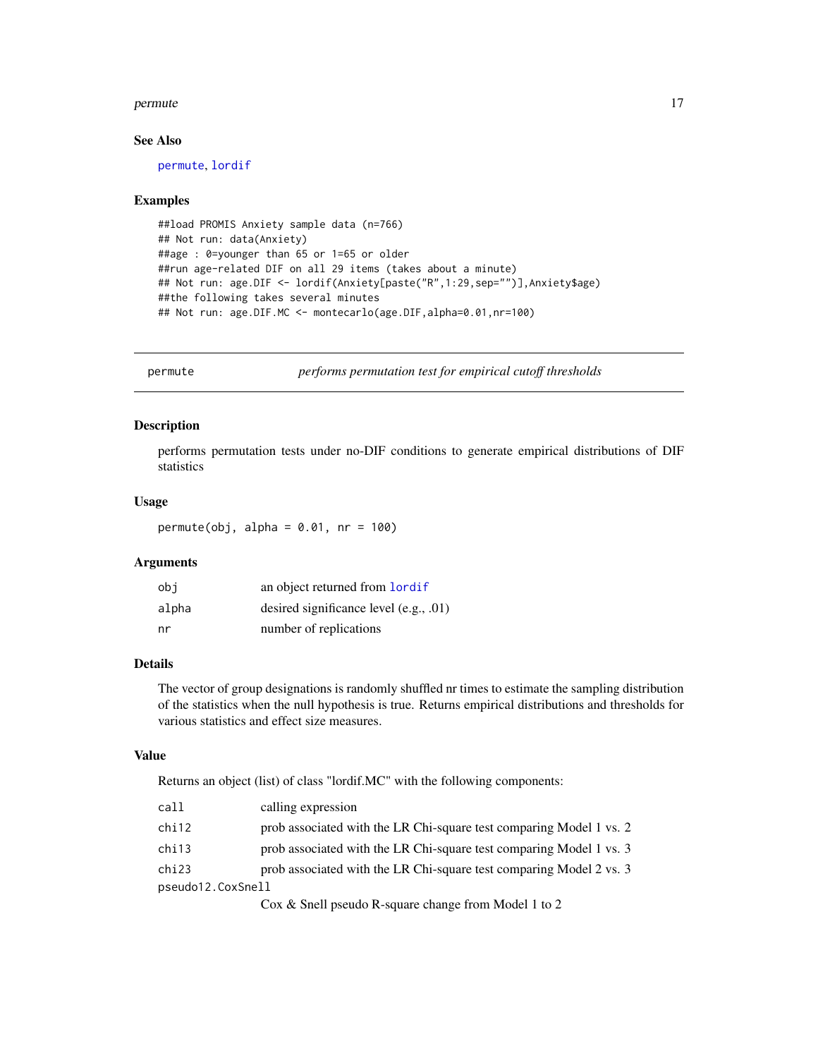### See Also

permute, lordif

### Examples

```
##load PROMIS Anxiety sample data (n=766)
## Not run: data(Anxiety)
##age : 0=younger than 65 or 1=65 or older
##run age-related DIF on all 29 items (takes about a minute)
## Not run: age.DIF <- lordif(Anxiety[paste("R",1:29,sep="")],Anxiety$age)
##the following takes several minutes
## Not run: age.DIF.MC <- montecarlo(age.DIF,alpha=0.01,nr=100)
```

---

## permute — *performs permutation test for empirical cutoff thresholds*

### Description

performs permutation tests under no-DIF conditions to generate empirical distributions of DIF statistics

### Usage

```
permute(obj, alpha = 0.01, nr = 100)
```

### Arguments

| | |
|---|---|
| obj | an object returned from lordif |
| alpha | desired significance level (e.g., .01) |
| nr | number of replications |

### Details

The vector of group designations is randomly shuffled nr times to estimate the sampling distribution of the statistics when the null hypothesis is true. Returns empirical distributions and thresholds for various statistics and effect size measures.

### Value

Returns an object (list) of class "lordif.MC" with the following components:

| | |
|---|---|
| call | calling expression |
| chi12 | prob associated with the LR Chi-square test comparing Model 1 vs. 2 |
| chi13 | prob associated with the LR Chi-square test comparing Model 1 vs. 3 |
| chi23 | prob associated with the LR Chi-square test comparing Model 2 vs. 3 |
| pseudo12.CoxSnell | Cox & Snell pseudo R-square change from Model 1 to 2 |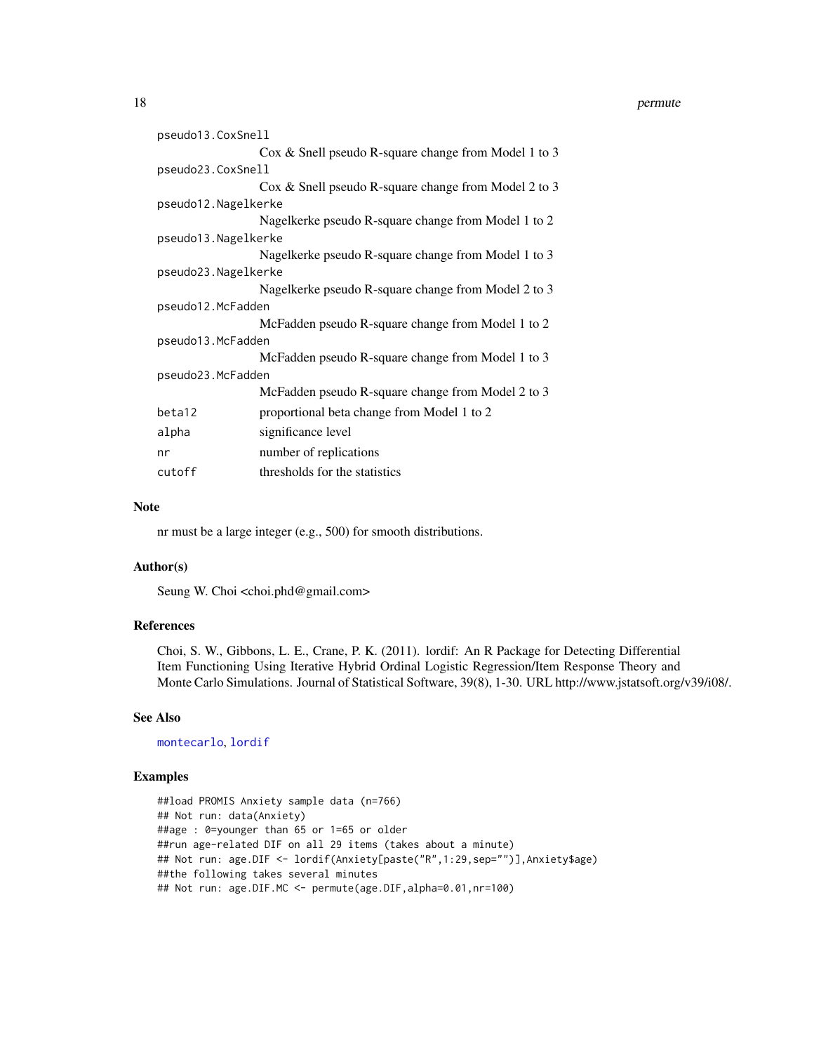pseudo13.CoxSnell
: Cox & Snell pseudo R-square change from Model 1 to 3

pseudo23.CoxSnell
: Cox & Snell pseudo R-square change from Model 2 to 3

pseudo12.Nagelkerke
: Nagelkerke pseudo R-square change from Model 1 to 2

pseudo13.Nagelkerke
: Nagelkerke pseudo R-square change from Model 1 to 3

pseudo23.Nagelkerke
: Nagelkerke pseudo R-square change from Model 2 to 3

pseudo12.McFadden
: McFadden pseudo R-square change from Model 1 to 2

pseudo13.McFadden
: McFadden pseudo R-square change from Model 1 to 3

pseudo23.McFadden
: McFadden pseudo R-square change from Model 2 to 3

| | |
|---|---|
| beta12 | proportional beta change from Model 1 to 2 |
| alpha | significance level |
| nr | number of replications |
| cutoff | thresholds for the statistics |

### Note

nr must be a large integer (e.g., 500) for smooth distributions.

### Author(s)

Seung W. Choi <choi.phd@gmail.com>

### References

Choi, S. W., Gibbons, L. E., Crane, P. K. (2011). lordif: An R Package for Detecting Differential Item Functioning Using Iterative Hybrid Ordinal Logistic Regression/Item Response Theory and Monte Carlo Simulations. Journal of Statistical Software, 39(8), 1-30. URL http://www.jstatsoft.org/v39/i08/.

### See Also

montecarlo, lordif

### Examples

```
##load PROMIS Anxiety sample data (n=766)
## Not run: data(Anxiety)
##age : 0=younger than 65 or 1=65 or older
##run age-related DIF on all 29 items (takes about a minute)
## Not run: age.DIF <- lordif(Anxiety[paste("R",1:29,sep="")],Anxiety$age)
##the following takes several minutes
## Not run: age.DIF.MC <- permute(age.DIF,alpha=0.01,nr=100)
```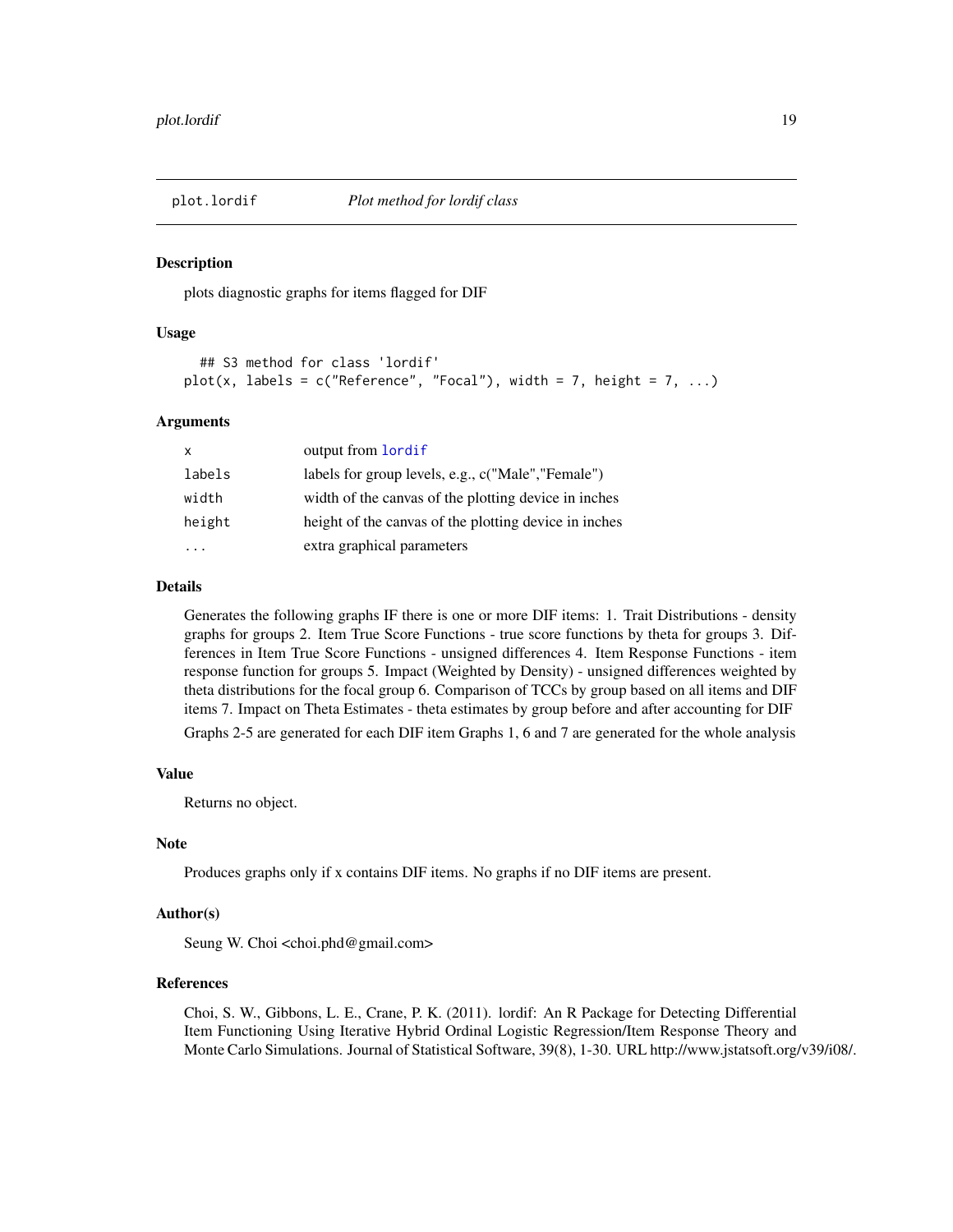## plot.lordif — *Plot method for lordif class*

### Description

plots diagnostic graphs for items flagged for DIF

### Usage

```
## S3 method for class 'lordif'
plot(x, labels = c("Reference", "Focal"), width = 7, height = 7, ...)
```

### Arguments

| | |
|---|---|
| `x` | output from `lordif` |
| `labels` | labels for group levels, e.g., c("Male","Female") |
| `width` | width of the canvas of the plotting device in inches |
| `height` | height of the canvas of the plotting device in inches |
| `...` | extra graphical parameters |

### Details

Generates the following graphs IF there is one or more DIF items: 1. Trait Distributions - density graphs for groups 2. Item True Score Functions - true score functions by theta for groups 3. Differences in Item True Score Functions - unsigned differences 4. Item Response Functions - item response function for groups 5. Impact (Weighted by Density) - unsigned differences weighted by theta distributions for the focal group 6. Comparison of TCCs by group based on all items and DIF items 7. Impact on Theta Estimates - theta estimates by group before and after accounting for DIF

Graphs 2-5 are generated for each DIF item Graphs 1, 6 and 7 are generated for the whole analysis

### Value

Returns no object.

### Note

Produces graphs only if x contains DIF items. No graphs if no DIF items are present.

### Author(s)

Seung W. Choi <choi.phd@gmail.com>

### References

Choi, S. W., Gibbons, L. E., Crane, P. K. (2011). lordif: An R Package for Detecting Differential Item Functioning Using Iterative Hybrid Ordinal Logistic Regression/Item Response Theory and Monte Carlo Simulations. Journal of Statistical Software, 39(8), 1-30. URL http://www.jstatsoft.org/v39/i08/.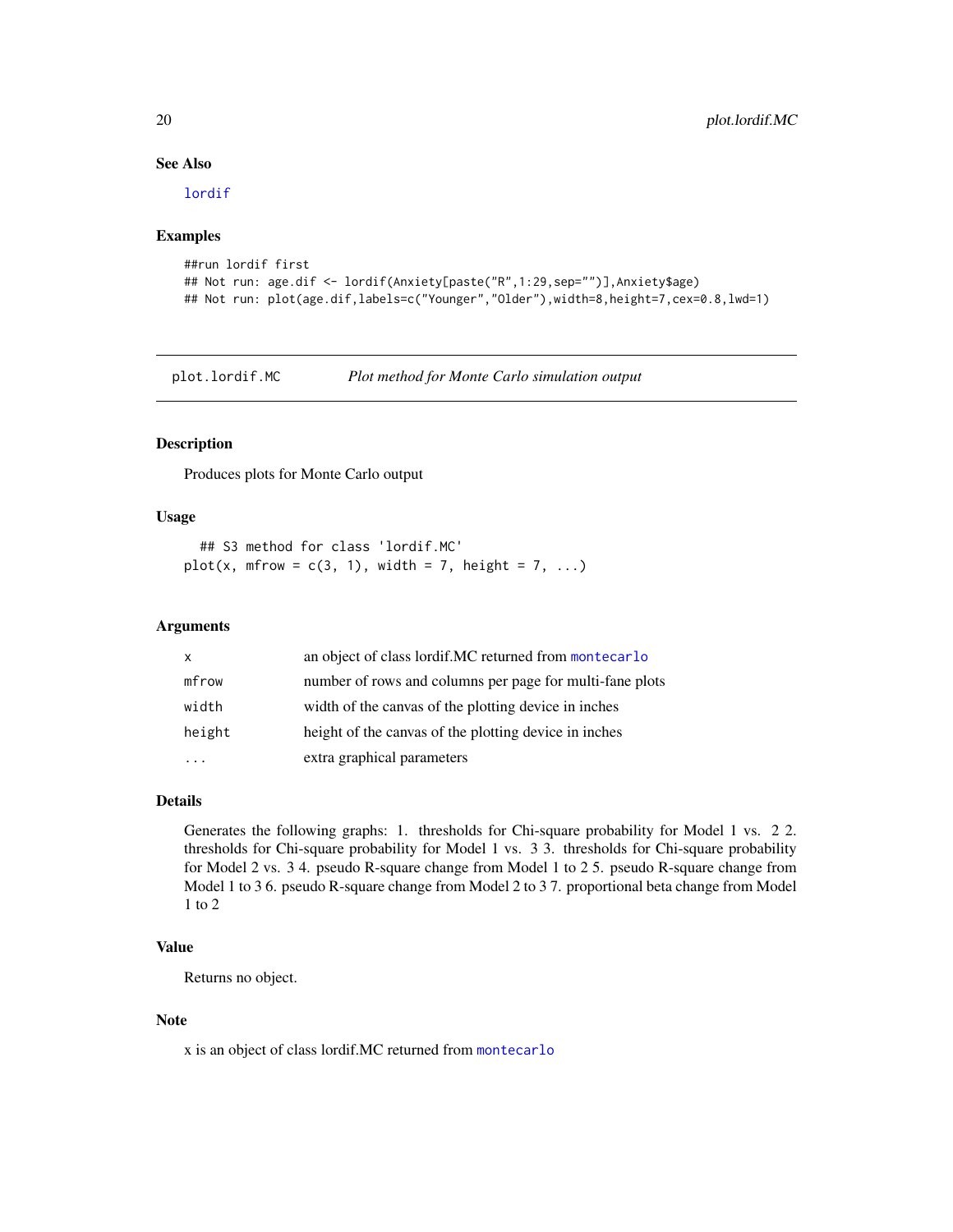### See Also

lordif

### Examples

```
##run lordif first
## Not run: age.dif <- lordif(Anxiety[paste("R",1:29,sep="")],Anxiety$age)
## Not run: plot(age.dif,labels=c("Younger","Older"),width=8,height=7,cex=0.8,lwd=1)
```

---

## plot.lordif.MC — *Plot method for Monte Carlo simulation output*

### Description

Produces plots for Monte Carlo output

### Usage

```
## S3 method for class 'lordif.MC'
plot(x, mfrow = c(3, 1), width = 7, height = 7, ...)
```

### Arguments

| | |
|---|---|
| x | an object of class lordif.MC returned from montecarlo |
| mfrow | number of rows and columns per page for multi-fane plots |
| width | width of the canvas of the plotting device in inches |
| height | height of the canvas of the plotting device in inches |
| ... | extra graphical parameters |

### Details

Generates the following graphs: 1. thresholds for Chi-square probability for Model 1 vs. 2 2. thresholds for Chi-square probability for Model 1 vs. 3 3. thresholds for Chi-square probability for Model 2 vs. 3 4. pseudo R-square change from Model 1 to 2 5. pseudo R-square change from Model 1 to 3 6. pseudo R-square change from Model 2 to 3 7. proportional beta change from Model 1 to 2

### Value

Returns no object.

### Note

x is an object of class lordif.MC returned from montecarlo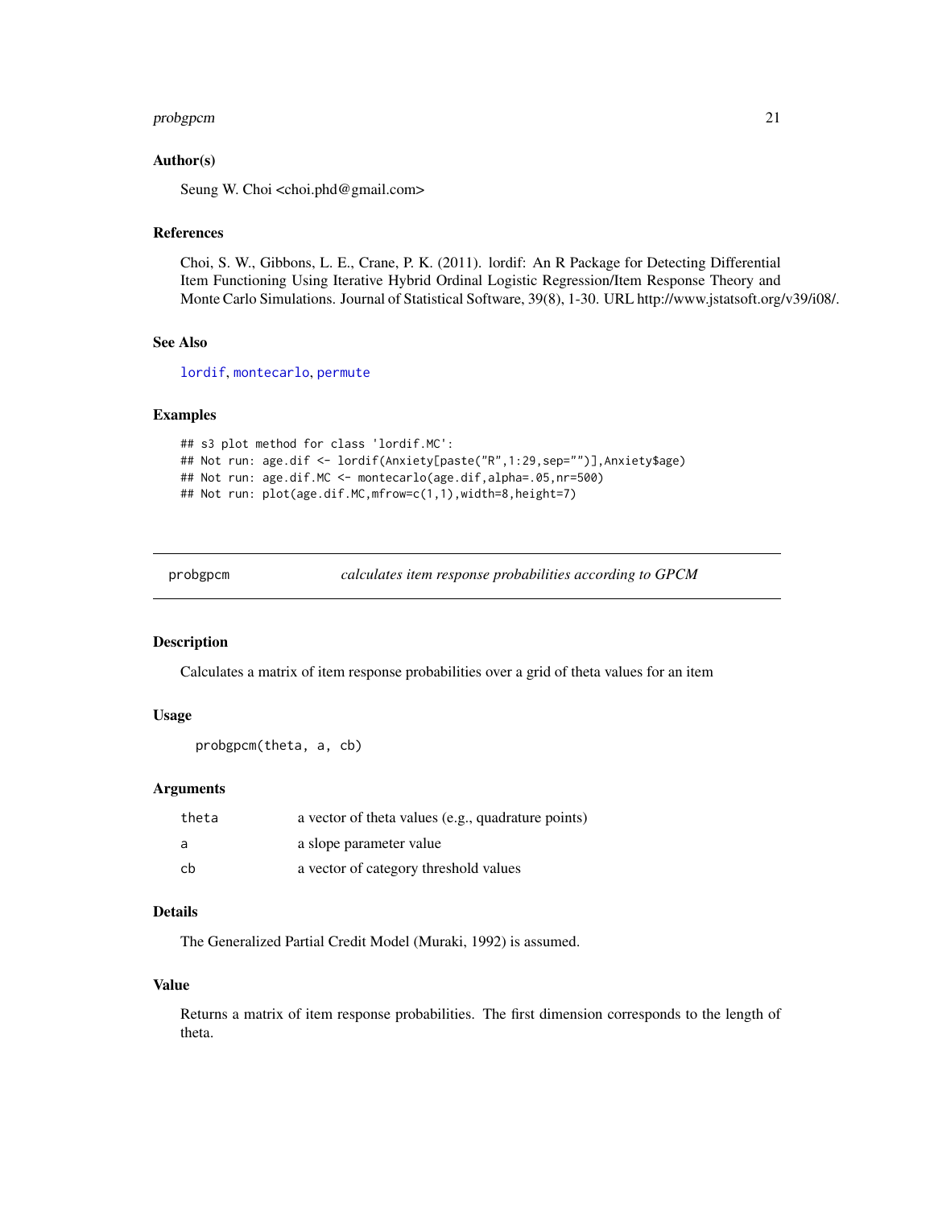### Author(s)

Seung W. Choi <choi.phd@gmail.com>

### References

Choi, S. W., Gibbons, L. E., Crane, P. K. (2011). lordif: An R Package for Detecting Differential Item Functioning Using Iterative Hybrid Ordinal Logistic Regression/Item Response Theory and Monte Carlo Simulations. Journal of Statistical Software, 39(8), 1-30. URL http://www.jstatsoft.org/v39/i08/.

### See Also

`lordif`, `montecarlo`, `permute`

### Examples

```
## s3 plot method for class 'lordif.MC':
## Not run: age.dif <- lordif(Anxiety[paste("R",1:29,sep="")],Anxiety$age)
## Not run: age.dif.MC <- montecarlo(age.dif,alpha=.05,nr=500)
## Not run: plot(age.dif.MC,mfrow=c(1,1),width=8,height=7)
```

---

## probgpcm — *calculates item response probabilities according to GPCM*

### Description

Calculates a matrix of item response probabilities over a grid of theta values for an item

### Usage

```
probgpcm(theta, a, cb)
```

### Arguments

| | |
|---|---|
| theta | a vector of theta values (e.g., quadrature points) |
| a | a slope parameter value |
| cb | a vector of category threshold values |

### Details

The Generalized Partial Credit Model (Muraki, 1992) is assumed.

### Value

Returns a matrix of item response probabilities. The first dimension corresponds to the length of theta.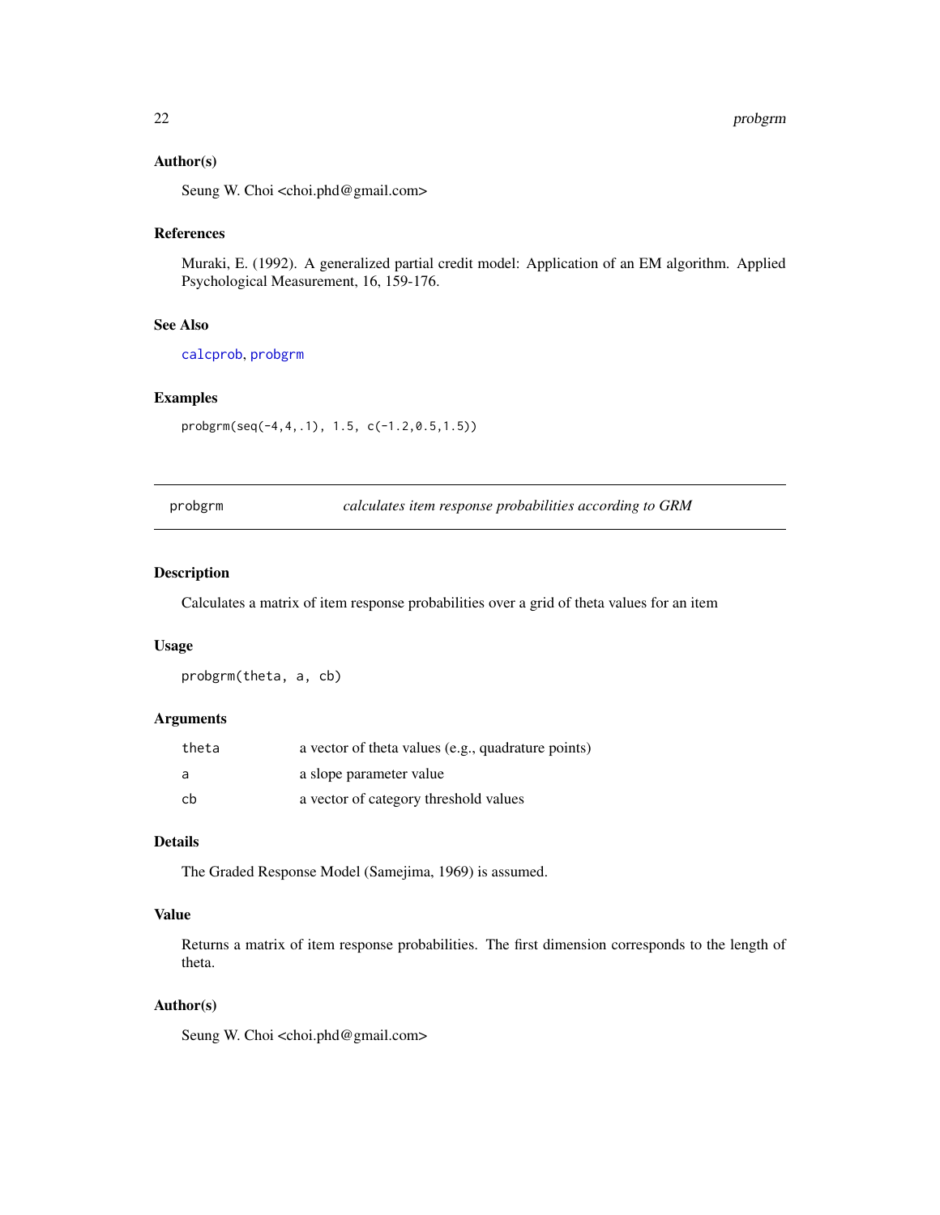### Author(s)

Seung W. Choi <choi.phd@gmail.com>

### References

Muraki, E. (1992). A generalized partial credit model: Application of an EM algorithm. Applied Psychological Measurement, 16, 159-176.

### See Also

calcprob, probgrm

### Examples

```
probgrm(seq(-4,4,.1), 1.5, c(-1.2,0.5,1.5))
```

---

## probgrm *calculates item response probabilities according to GRM*

---

### Description

Calculates a matrix of item response probabilities over a grid of theta values for an item

### Usage

```
probgrm(theta, a, cb)
```

### Arguments

| | |
|---|---|
| theta | a vector of theta values (e.g., quadrature points) |
| a | a slope parameter value |
| cb | a vector of category threshold values |

### Details

The Graded Response Model (Samejima, 1969) is assumed.

### Value

Returns a matrix of item response probabilities. The first dimension corresponds to the length of theta.

### Author(s)

Seung W. Choi <choi.phd@gmail.com>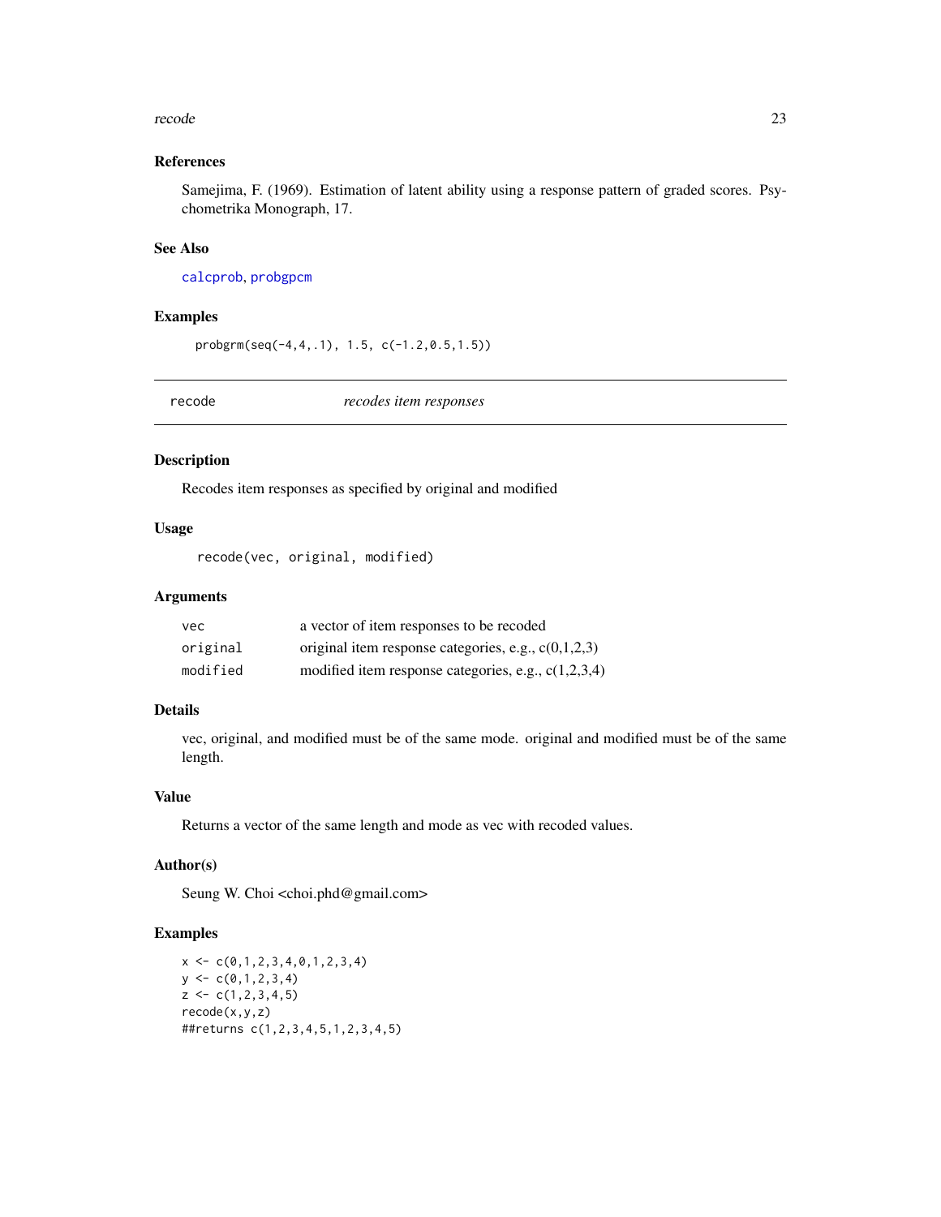### References

Samejima, F. (1969). Estimation of latent ability using a response pattern of graded scores. Psychometrika Monograph, 17.

### See Also

calcprob, probgpcm

### Examples

```
probgrm(seq(-4,4,.1), 1.5, c(-1.2,0.5,1.5))
```

---

## recode — *recodes item responses*

### Description

Recodes item responses as specified by original and modified

### Usage

```
recode(vec, original, modified)
```

### Arguments

| | |
|---|---|
| vec | a vector of item responses to be recoded |
| original | original item response categories, e.g., c(0,1,2,3) |
| modified | modified item response categories, e.g., c(1,2,3,4) |

### Details

vec, original, and modified must be of the same mode. original and modified must be of the same length.

### Value

Returns a vector of the same length and mode as vec with recoded values.

### Author(s)

Seung W. Choi <choi.phd@gmail.com>

### Examples

```
x <- c(0,1,2,3,4,0,1,2,3,4)
y <- c(0,1,2,3,4)
z <- c(1,2,3,4,5)
recode(x,y,z)
##returns c(1,2,3,4,5,1,2,3,4,5)
```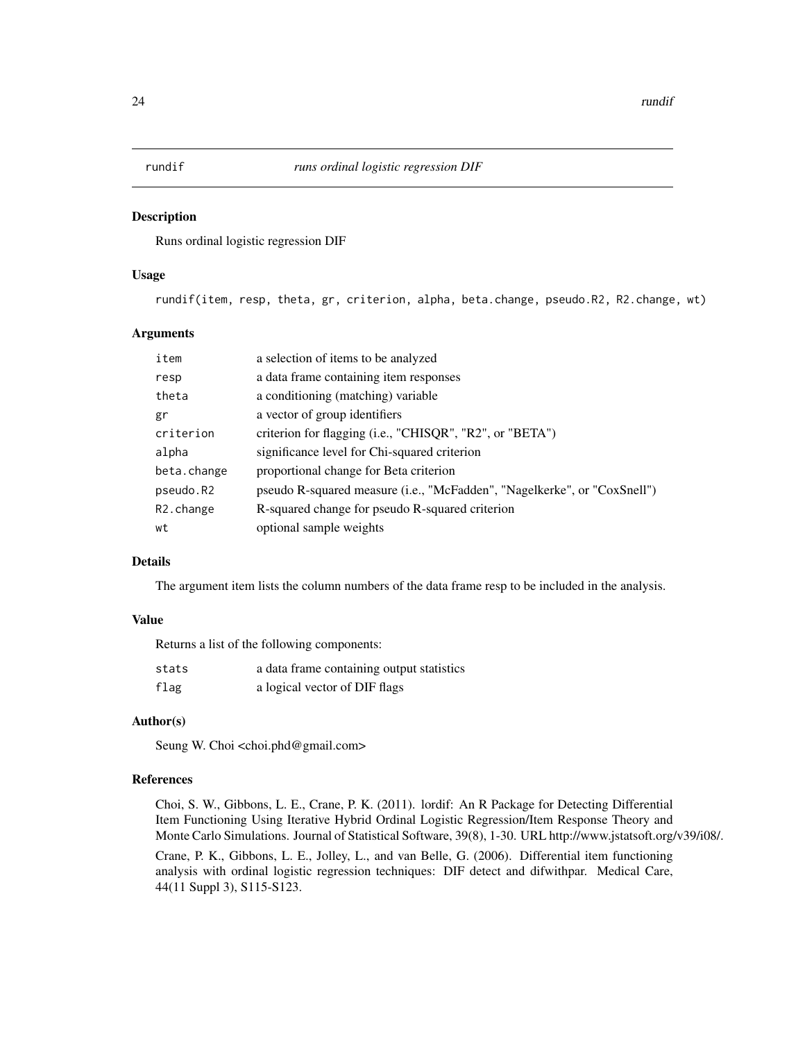# rundif — *runs ordinal logistic regression DIF*

## Description

Runs ordinal logistic regression DIF

## Usage

```
rundif(item, resp, theta, gr, criterion, alpha, beta.change, pseudo.R2, R2.change, wt)
```

## Arguments

| | |
|---|---|
| item | a selection of items to be analyzed |
| resp | a data frame containing item responses |
| theta | a conditioning (matching) variable |
| gr | a vector of group identifiers |
| criterion | criterion for flagging (i.e., "CHISQR", "R2", or "BETA") |
| alpha | significance level for Chi-squared criterion |
| beta.change | proportional change for Beta criterion |
| pseudo.R2 | pseudo R-squared measure (i.e., "McFadden", "Nagelkerke", or "CoxSnell") |
| R2.change | R-squared change for pseudo R-squared criterion |
| wt | optional sample weights |

## Details

The argument item lists the column numbers of the data frame resp to be included in the analysis.

## Value

Returns a list of the following components:

| | |
|---|---|
| stats | a data frame containing output statistics |
| flag | a logical vector of DIF flags |

## Author(s)

Seung W. Choi <choi.phd@gmail.com>

## References

Choi, S. W., Gibbons, L. E., Crane, P. K. (2011). lordif: An R Package for Detecting Differential Item Functioning Using Iterative Hybrid Ordinal Logistic Regression/Item Response Theory and Monte Carlo Simulations. Journal of Statistical Software, 39(8), 1-30. URL http://www.jstatsoft.org/v39/i08/.

Crane, P. K., Gibbons, L. E., Jolley, L., and van Belle, G. (2006). Differential item functioning analysis with ordinal logistic regression techniques: DIF detect and difwithpar. Medical Care, 44(11 Suppl 3), S115-S123.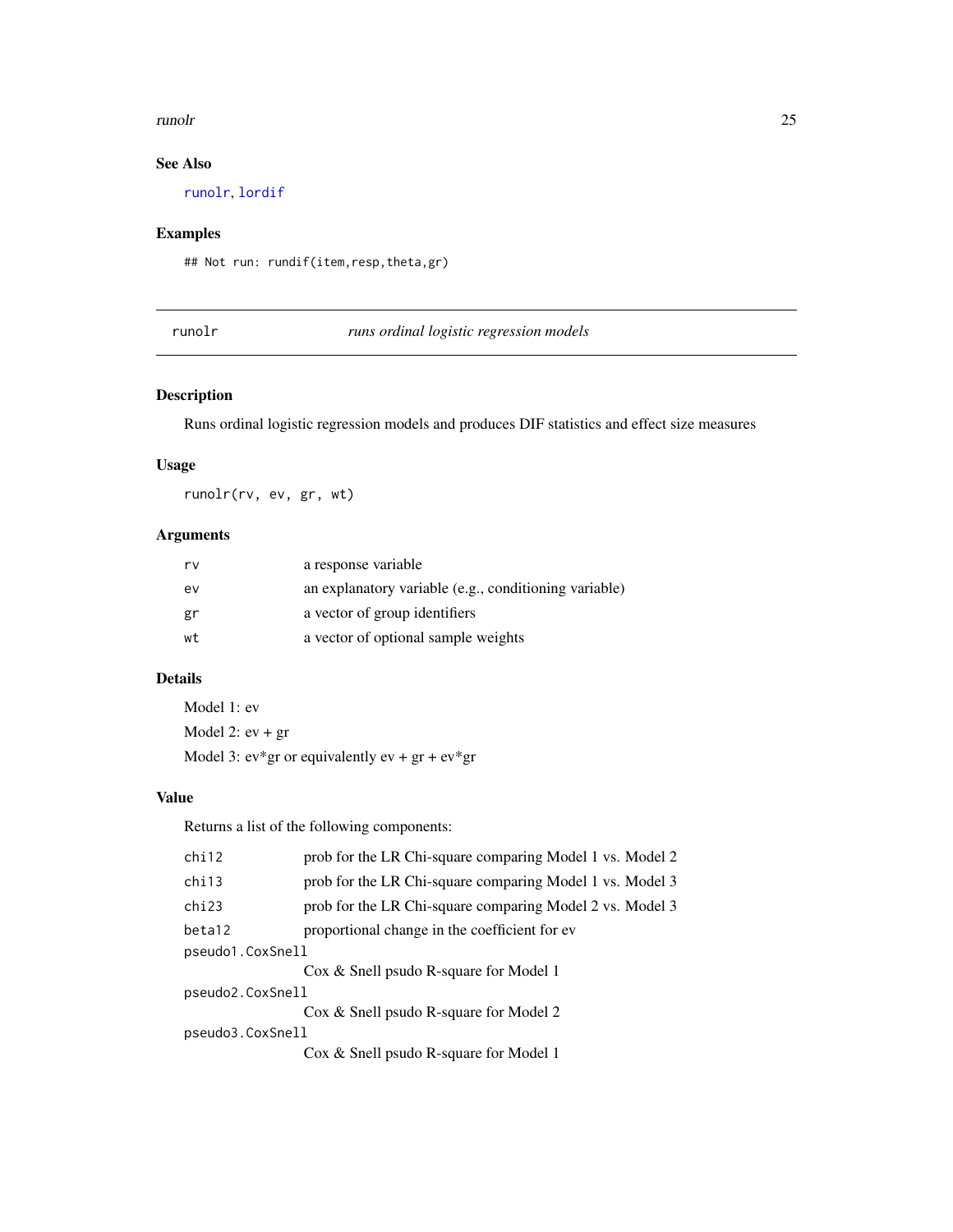### See Also

runolr, lordif

### Examples

```
## Not run: rundif(item,resp,theta,gr)
```

---

## runolr — *runs ordinal logistic regression models*

### Description

Runs ordinal logistic regression models and produces DIF statistics and effect size measures

### Usage

```
runolr(rv, ev, gr, wt)
```

### Arguments

| | |
|---|---|
| rv | a response variable |
| ev | an explanatory variable (e.g., conditioning variable) |
| gr | a vector of group identifiers |
| wt | a vector of optional sample weights |

### Details

Model 1: ev

Model 2: ev + gr

Model 3: ev*gr or equivalently ev + gr + ev*gr

### Value

Returns a list of the following components:

| | |
|---|---|
| chi12 | prob for the LR Chi-square comparing Model 1 vs. Model 2 |
| chi13 | prob for the LR Chi-square comparing Model 1 vs. Model 3 |
| chi23 | prob for the LR Chi-square comparing Model 2 vs. Model 3 |
| beta12 | proportional change in the coefficient for ev |
| pseudo1.CoxSnell | Cox & Snell psudo R-square for Model 1 |
| pseudo2.CoxSnell | Cox & Snell psudo R-square for Model 2 |
| pseudo3.CoxSnell | Cox & Snell psudo R-square for Model 1 |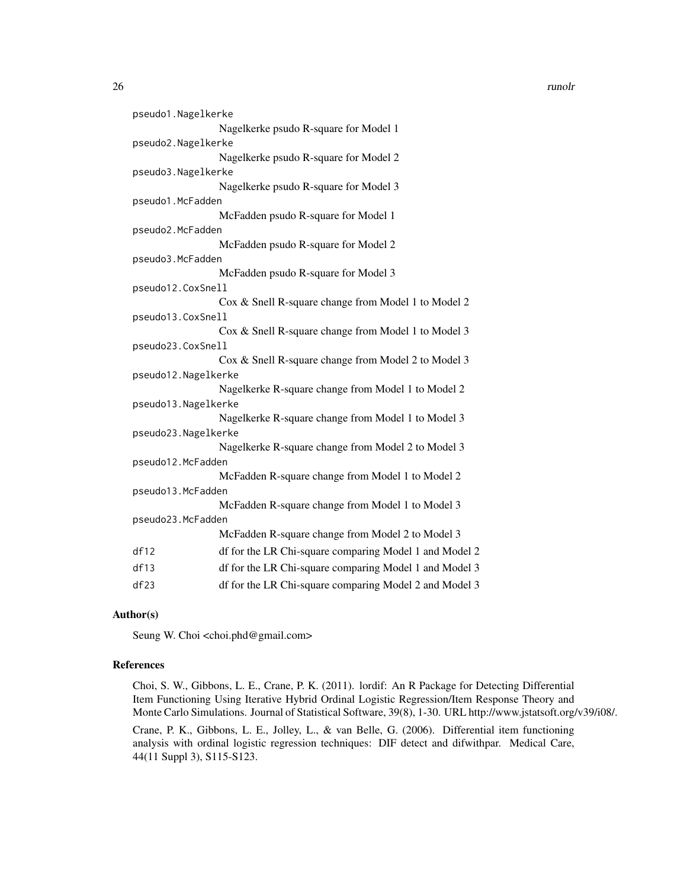pseudo1.Nagelkerke
: Nagelkerke psudo R-square for Model 1

pseudo2.Nagelkerke
: Nagelkerke psudo R-square for Model 2

pseudo3.Nagelkerke
: Nagelkerke psudo R-square for Model 3

pseudo1.McFadden
: McFadden psudo R-square for Model 1

pseudo2.McFadden
: McFadden psudo R-square for Model 2

pseudo3.McFadden
: McFadden psudo R-square for Model 3

pseudo12.CoxSnell
: Cox & Snell R-square change from Model 1 to Model 2

pseudo13.CoxSnell
: Cox & Snell R-square change from Model 1 to Model 3

pseudo23.CoxSnell
: Cox & Snell R-square change from Model 2 to Model 3

pseudo12.Nagelkerke
: Nagelkerke R-square change from Model 1 to Model 2

pseudo13.Nagelkerke
: Nagelkerke R-square change from Model 1 to Model 3

pseudo23.Nagelkerke
: Nagelkerke R-square change from Model 2 to Model 3

pseudo12.McFadden
: McFadden R-square change from Model 1 to Model 2

pseudo13.McFadden
: McFadden R-square change from Model 1 to Model 3

pseudo23.McFadden
: McFadden R-square change from Model 2 to Model 3

df12
: df for the LR Chi-square comparing Model 1 and Model 2

df13
: df for the LR Chi-square comparing Model 1 and Model 3

df23
: df for the LR Chi-square comparing Model 2 and Model 3

## Author(s)

Seung W. Choi <choi.phd@gmail.com>

## References

Choi, S. W., Gibbons, L. E., Crane, P. K. (2011). lordif: An R Package for Detecting Differential Item Functioning Using Iterative Hybrid Ordinal Logistic Regression/Item Response Theory and Monte Carlo Simulations. Journal of Statistical Software, 39(8), 1-30. URL http://www.jstatsoft.org/v39/i08/.

Crane, P. K., Gibbons, L. E., Jolley, L., & van Belle, G. (2006). Differential item functioning analysis with ordinal logistic regression techniques: DIF detect and difwithpar. Medical Care, 44(11 Suppl 3), S115-S123.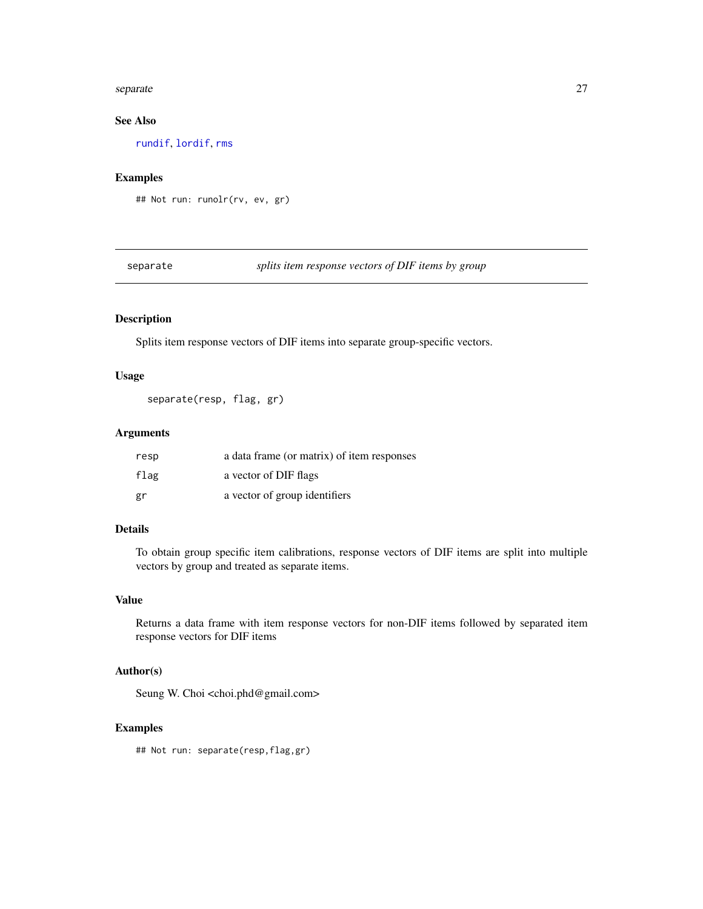## See Also

rundif, lordif, rms

## Examples

```
## Not run: runolr(rv, ev, gr)
```

---

# separate &nbsp;&nbsp;&nbsp; *splits item response vectors of DIF items by group*

---

## Description

Splits item response vectors of DIF items into separate group-specific vectors.

## Usage

```
separate(resp, flag, gr)
```

## Arguments

| | |
|---|---|
| resp | a data frame (or matrix) of item responses |
| flag | a vector of DIF flags |
| gr | a vector of group identifiers |

## Details

To obtain group specific item calibrations, response vectors of DIF items are split into multiple vectors by group and treated as separate items.

## Value

Returns a data frame with item response vectors for non-DIF items followed by separated item response vectors for DIF items

## Author(s)

Seung W. Choi <choi.phd@gmail.com>

## Examples

```
## Not run: separate(resp,flag,gr)
```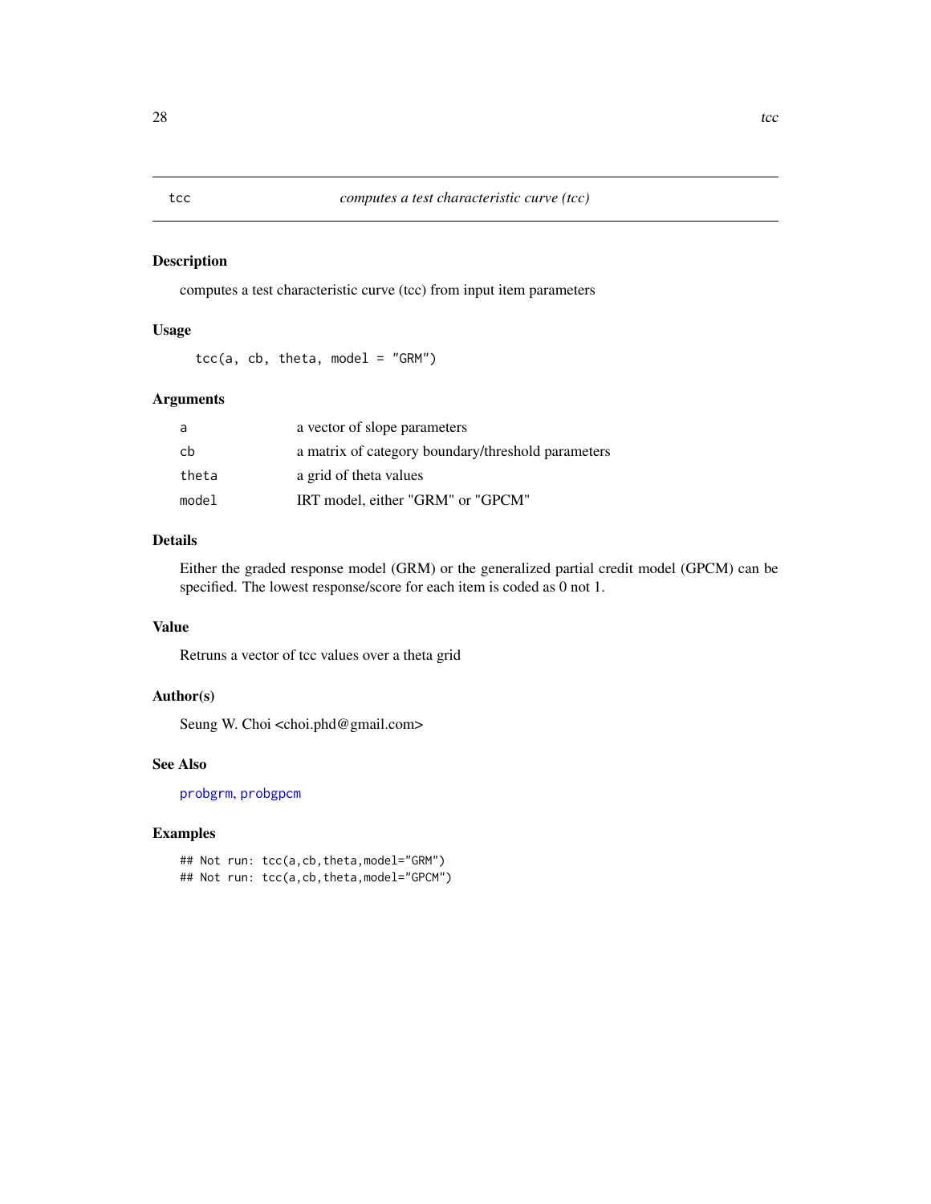# tcc — *computes a test characteristic curve (tcc)*

## Description

computes a test characteristic curve (tcc) from input item parameters

## Usage

```
tcc(a, cb, theta, model = "GRM")
```

## Arguments

| | |
|---|---|
| `a` | a vector of slope parameters |
| `cb` | a matrix of category boundary/threshold parameters |
| `theta` | a grid of theta values |
| `model` | IRT model, either "GRM" or "GPCM" |

## Details

Either the graded response model (GRM) or the generalized partial credit model (GPCM) can be specified. The lowest response/score for each item is coded as 0 not 1.

## Value

Retruns a vector of tcc values over a theta grid

## Author(s)

Seung W. Choi <choi.phd@gmail.com>

## See Also

probgrm, probgpcm

## Examples

```
## Not run: tcc(a,cb,theta,model="GRM")
## Not run: tcc(a,cb,theta,model="GPCM")
```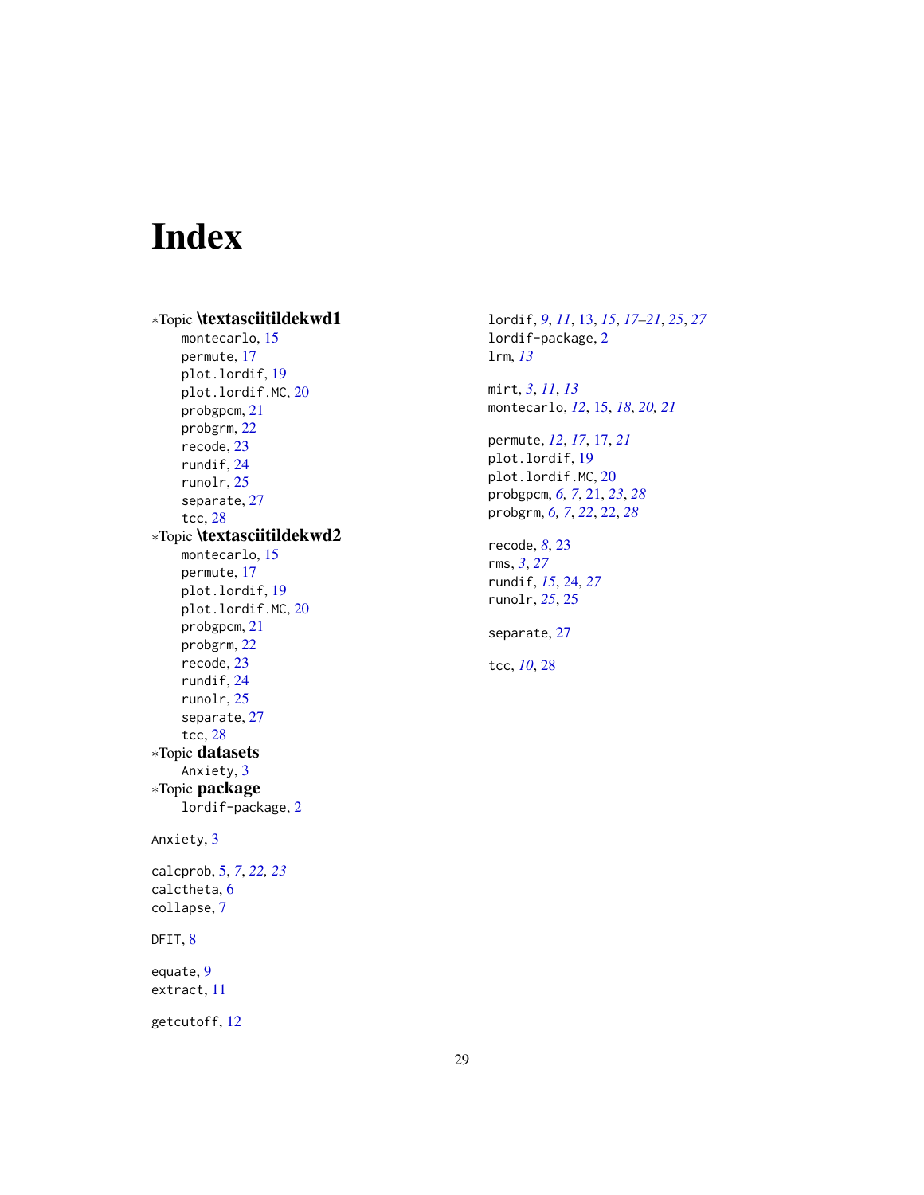# Index

∗Topic **\textasciitildekwd1**
- montecarlo, 15
- permute, 17
- plot.lordif, 19
- plot.lordif.MC, 20
- probgpcm, 21
- probgrm, 22
- recode, 23
- rundif, 24
- runolr, 25
- separate, 27
- tcc, 28

∗Topic **\textasciitildekwd2**
- montecarlo, 15
- permute, 17
- plot.lordif, 19
- plot.lordif.MC, 20
- probgpcm, 21
- probgrm, 22
- recode, 23
- rundif, 24
- runolr, 25
- separate, 27
- tcc, 28

∗Topic **datasets**
- Anxiety, 3

∗Topic **package**
- lordif-package, 2

Anxiety, 3

calcprob, 5, *7*, *22, 23*
calctheta, 6
collapse, 7

DFIT, 8

equate, 9
extract, 11

getcutoff, 12

lordif, *9*, *11*, 13, *15*, *17–21*, *25*, *27*
lordif-package, 2
lrm, *13*

mirt, *3*, *11*, *13*
montecarlo, *12*, 15, *18*, *20, 21*

permute, *12*, *17*, 17, *21*
plot.lordif, 19
plot.lordif.MC, 20
probgpcm, *6, 7*, 21, *23*, *28*
probgrm, *6, 7*, *22*, 22, *28*

recode, *8*, 23
rms, *3*, *27*
rundif, *15*, 24, *27*
runolr, *25*, 25

separate, 27

tcc, *10*, 28